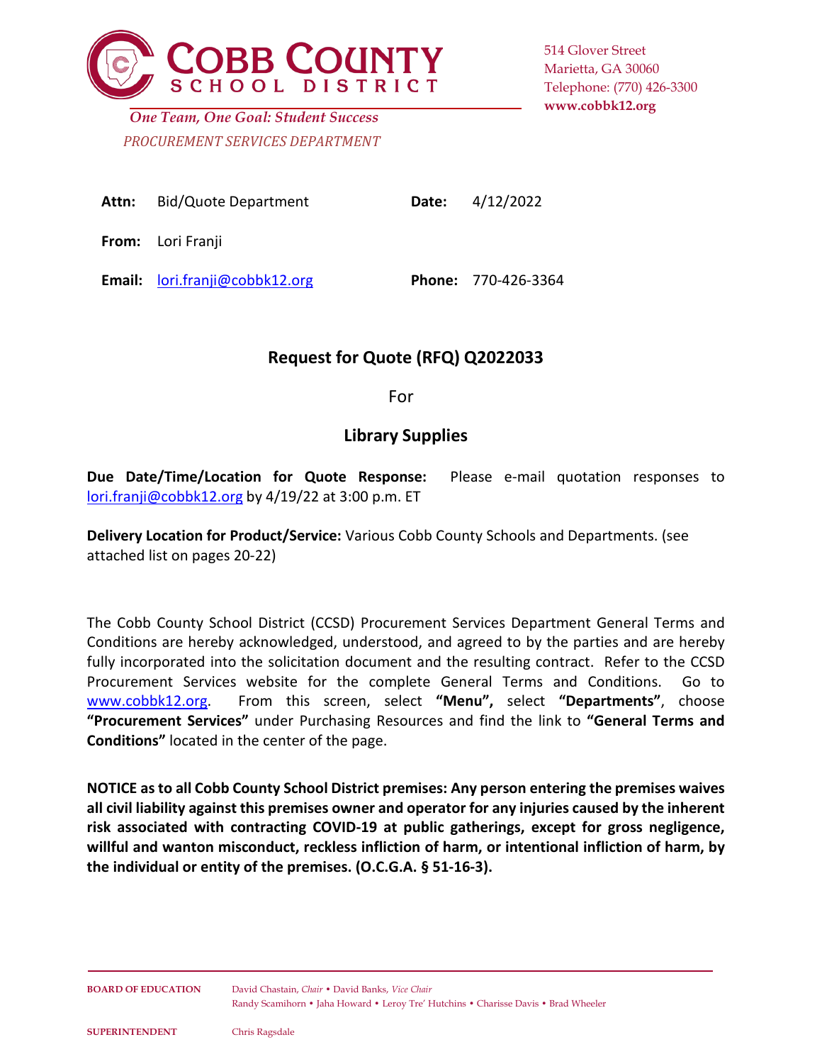**COBB COUNTY**
**SCHOOL DISTRICT**

*One Team, One Goal: Student Success*

*PROCUREMENT SERVICES DEPARTMENT*

514 Glover Street
Marietta, GA 30060
Telephone: (770) 426-3300
**www.cobbk12.org**

| | | | |
|---|---|---|---|
| **Attn:** | Bid/Quote Department | **Date:** | 4/12/2022 |
| **From:** | Lori Franji | | |
| **Email:** | lori.franji@cobbk12.org | **Phone:** | 770-426-3364 |

## Request for Quote (RFQ) Q2022033

For

## Library Supplies

**Due Date/Time/Location for Quote Response:** Please e-mail quotation responses to lori.franji@cobbk12.org by 4/19/22 at 3:00 p.m. ET

**Delivery Location for Product/Service:** Various Cobb County Schools and Departments. (see attached list on pages 20-22)

The Cobb County School District (CCSD) Procurement Services Department General Terms and Conditions are hereby acknowledged, understood, and agreed to by the parties and are hereby fully incorporated into the solicitation document and the resulting contract. Refer to the CCSD Procurement Services website for the complete General Terms and Conditions. Go to www.cobbk12.org. From this screen, select **"Menu",** select **"Departments"**, choose **"Procurement Services"** under Purchasing Resources and find the link to **"General Terms and Conditions"** located in the center of the page.

**NOTICE as to all Cobb County School District premises: Any person entering the premises waives all civil liability against this premises owner and operator for any injuries caused by the inherent risk associated with contracting COVID-19 at public gatherings, except for gross negligence, willful and wanton misconduct, reckless infliction of harm, or intentional infliction of harm, by the individual or entity of the premises. (O.C.G.A. § 51-16-3).**

**BOARD OF EDUCATION** David Chastain, *Chair* • David Banks, *Vice Chair*
Randy Scamihorn • Jaha Howard • Leroy Tre' Hutchins • Charisse Davis • Brad Wheeler

**SUPERINTENDENT** Chris Ragsdale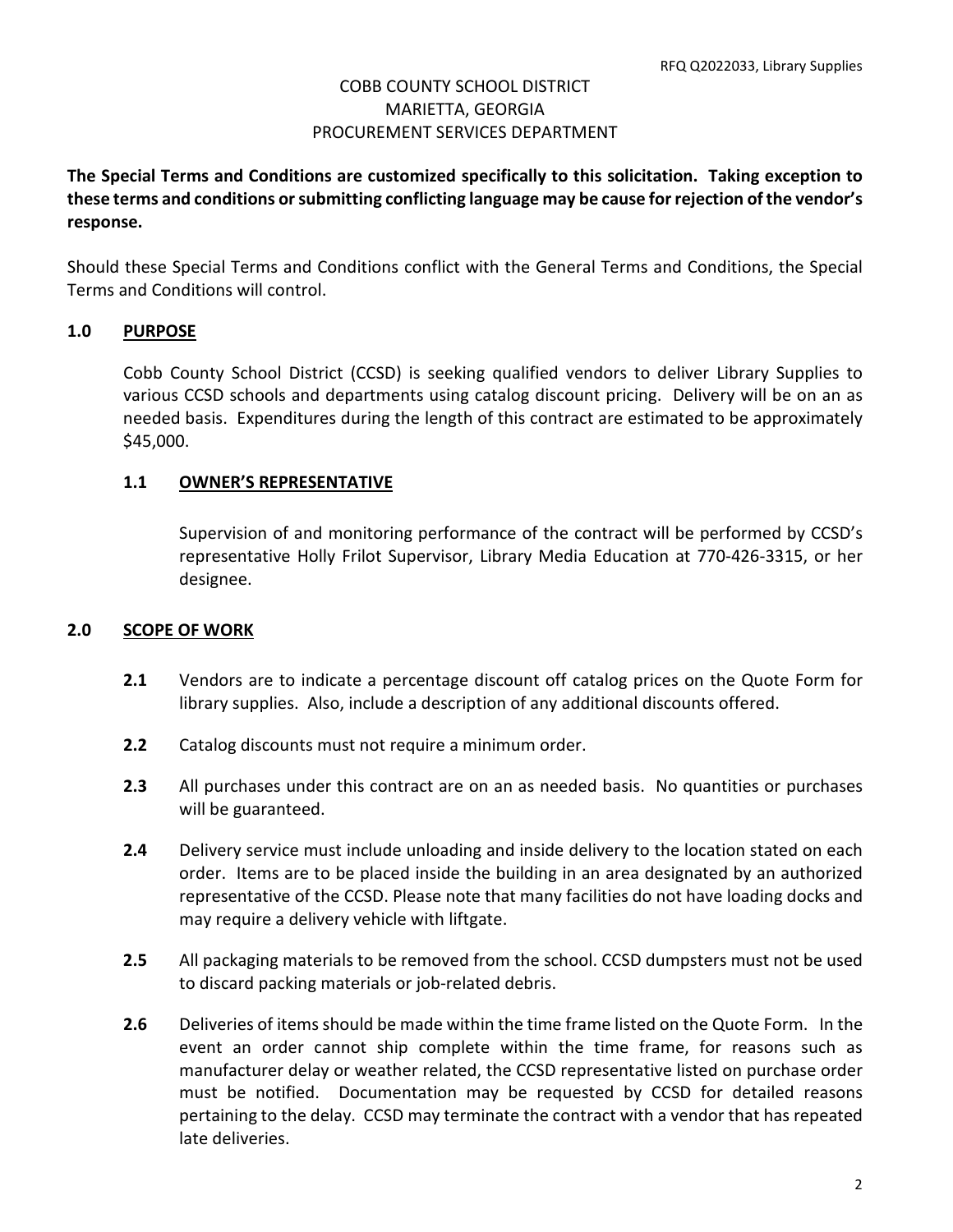COBB COUNTY SCHOOL DISTRICT
MARIETTA, GEORGIA
PROCUREMENT SERVICES DEPARTMENT

**The Special Terms and Conditions are customized specifically to this solicitation. Taking exception to these terms and conditions or submitting conflicting language may be cause for rejection of the vendor's response.**

Should these Special Terms and Conditions conflict with the General Terms and Conditions, the Special Terms and Conditions will control.

## 1.0 PURPOSE

Cobb County School District (CCSD) is seeking qualified vendors to deliver Library Supplies to various CCSD schools and departments using catalog discount pricing. Delivery will be on an as needed basis. Expenditures during the length of this contract are estimated to be approximately $45,000.

### 1.1 OWNER'S REPRESENTATIVE

Supervision of and monitoring performance of the contract will be performed by CCSD's representative Holly Frilot Supervisor, Library Media Education at 770-426-3315, or her designee.

## 2.0 SCOPE OF WORK

**2.1** Vendors are to indicate a percentage discount off catalog prices on the Quote Form for library supplies. Also, include a description of any additional discounts offered.

**2.2** Catalog discounts must not require a minimum order.

**2.3** All purchases under this contract are on an as needed basis. No quantities or purchases will be guaranteed.

**2.4** Delivery service must include unloading and inside delivery to the location stated on each order. Items are to be placed inside the building in an area designated by an authorized representative of the CCSD. Please note that many facilities do not have loading docks and may require a delivery vehicle with liftgate.

**2.5** All packaging materials to be removed from the school. CCSD dumpsters must not be used to discard packing materials or job-related debris.

**2.6** Deliveries of items should be made within the time frame listed on the Quote Form. In the event an order cannot ship complete within the time frame, for reasons such as manufacturer delay or weather related, the CCSD representative listed on purchase order must be notified. Documentation may be requested by CCSD for detailed reasons pertaining to the delay. CCSD may terminate the contract with a vendor that has repeated late deliveries.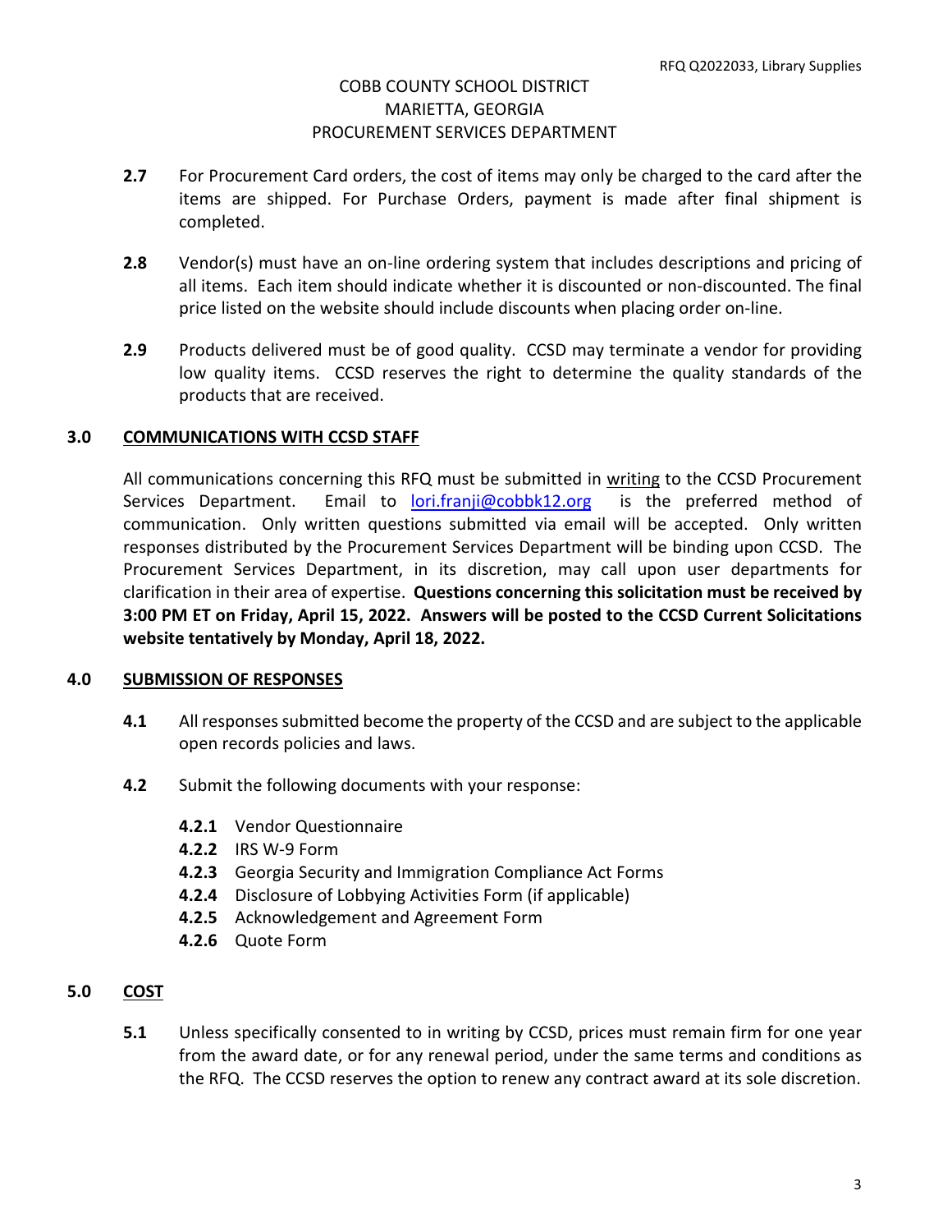COBB COUNTY SCHOOL DISTRICT
MARIETTA, GEORGIA
PROCUREMENT SERVICES DEPARTMENT

**2.7** For Procurement Card orders, the cost of items may only be charged to the card after the items are shipped. For Purchase Orders, payment is made after final shipment is completed.

**2.8** Vendor(s) must have an on-line ordering system that includes descriptions and pricing of all items. Each item should indicate whether it is discounted or non-discounted. The final price listed on the website should include discounts when placing order on-line.

**2.9** Products delivered must be of good quality. CCSD may terminate a vendor for providing low quality items. CCSD reserves the right to determine the quality standards of the products that are received.

## 3.0 COMMUNICATIONS WITH CCSD STAFF

All communications concerning this RFQ must be submitted in writing to the CCSD Procurement Services Department. Email to lori.franji@cobbk12.org is the preferred method of communication. Only written questions submitted via email will be accepted. Only written responses distributed by the Procurement Services Department will be binding upon CCSD. The Procurement Services Department, in its discretion, may call upon user departments for clarification in their area of expertise. **Questions concerning this solicitation must be received by 3:00 PM ET on Friday, April 15, 2022. Answers will be posted to the CCSD Current Solicitations website tentatively by Monday, April 18, 2022.**

## 4.0 SUBMISSION OF RESPONSES

**4.1** All responses submitted become the property of the CCSD and are subject to the applicable open records policies and laws.

**4.2** Submit the following documents with your response:

- **4.2.1** Vendor Questionnaire
- **4.2.2** IRS W-9 Form
- **4.2.3** Georgia Security and Immigration Compliance Act Forms
- **4.2.4** Disclosure of Lobbying Activities Form (if applicable)
- **4.2.5** Acknowledgement and Agreement Form
- **4.2.6** Quote Form

## 5.0 COST

**5.1** Unless specifically consented to in writing by CCSD, prices must remain firm for one year from the award date, or for any renewal period, under the same terms and conditions as the RFQ. The CCSD reserves the option to renew any contract award at its sole discretion.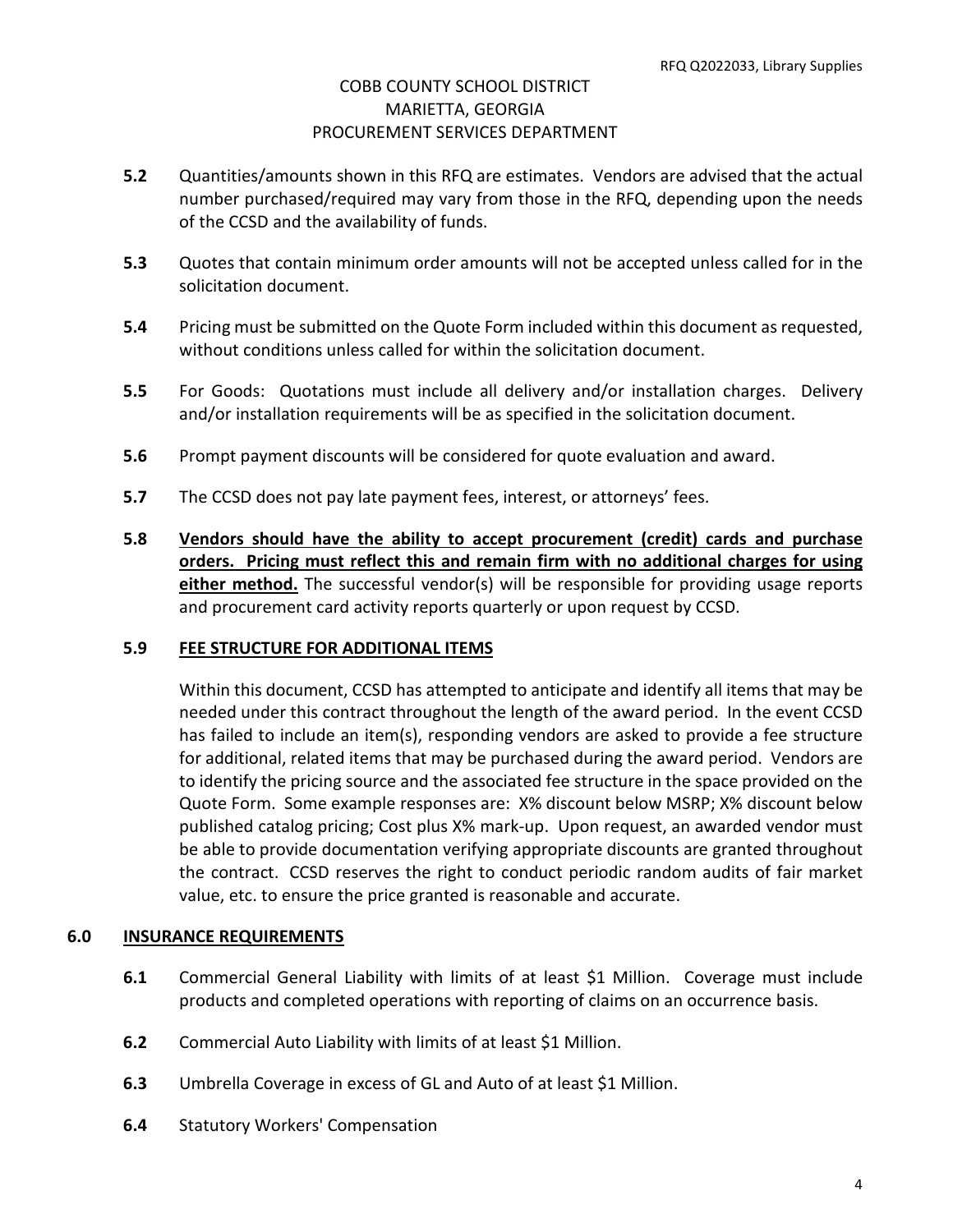COBB COUNTY SCHOOL DISTRICT
MARIETTA, GEORGIA
PROCUREMENT SERVICES DEPARTMENT

**5.2** Quantities/amounts shown in this RFQ are estimates. Vendors are advised that the actual number purchased/required may vary from those in the RFQ, depending upon the needs of the CCSD and the availability of funds.

**5.3** Quotes that contain minimum order amounts will not be accepted unless called for in the solicitation document.

**5.4** Pricing must be submitted on the Quote Form included within this document as requested, without conditions unless called for within the solicitation document.

**5.5** For Goods: Quotations must include all delivery and/or installation charges. Delivery and/or installation requirements will be as specified in the solicitation document.

**5.6** Prompt payment discounts will be considered for quote evaluation and award.

**5.7** The CCSD does not pay late payment fees, interest, or attorneys' fees.

**5.8** **Vendors should have the ability to accept procurement (credit) cards and purchase orders. Pricing must reflect this and remain firm with no additional charges for using either method.** The successful vendor(s) will be responsible for providing usage reports and procurement card activity reports quarterly or upon request by CCSD.

**5.9** **FEE STRUCTURE FOR ADDITIONAL ITEMS**

Within this document, CCSD has attempted to anticipate and identify all items that may be needed under this contract throughout the length of the award period. In the event CCSD has failed to include an item(s), responding vendors are asked to provide a fee structure for additional, related items that may be purchased during the award period. Vendors are to identify the pricing source and the associated fee structure in the space provided on the Quote Form. Some example responses are: X% discount below MSRP; X% discount below published catalog pricing; Cost plus X% mark-up. Upon request, an awarded vendor must be able to provide documentation verifying appropriate discounts are granted throughout the contract. CCSD reserves the right to conduct periodic random audits of fair market value, etc. to ensure the price granted is reasonable and accurate.

## 6.0 INSURANCE REQUIREMENTS

**6.1** Commercial General Liability with limits of at least $1 Million. Coverage must include products and completed operations with reporting of claims on an occurrence basis.

**6.2** Commercial Auto Liability with limits of at least $1 Million.

**6.3** Umbrella Coverage in excess of GL and Auto of at least $1 Million.

**6.4** Statutory Workers' Compensation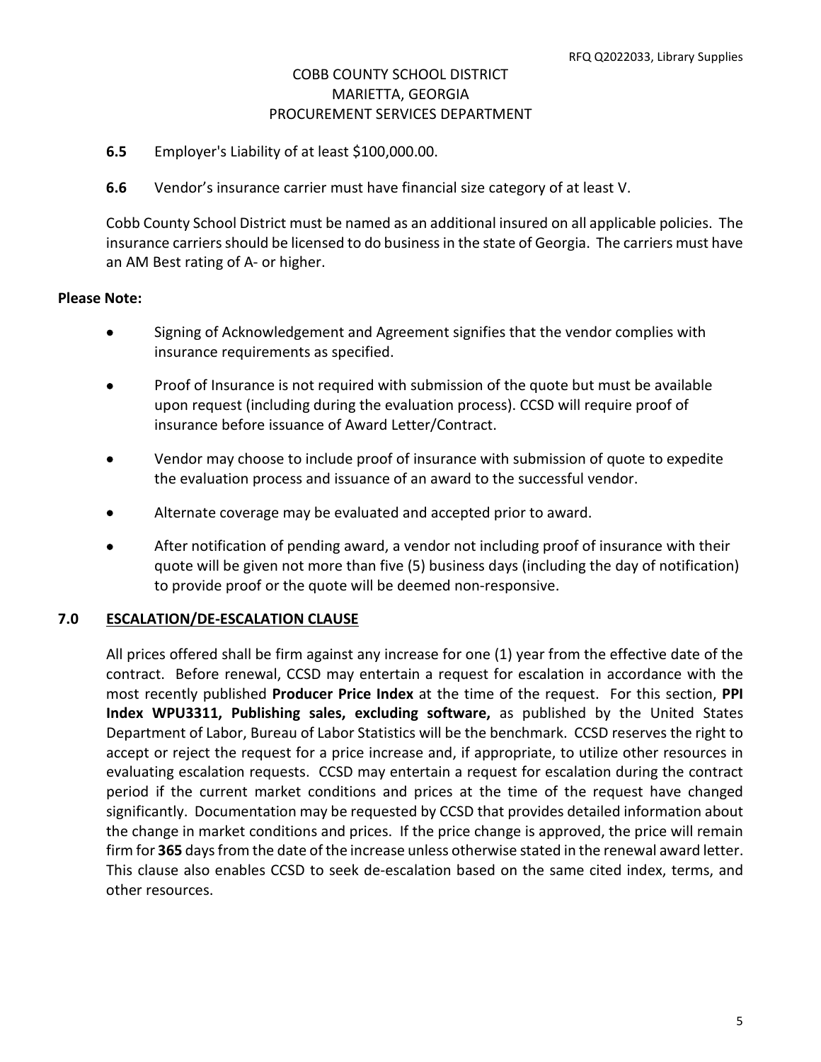**6.5** Employer's Liability of at least $100,000.00.

**6.6** Vendor's insurance carrier must have financial size category of at least V.

Cobb County School District must be named as an additional insured on all applicable policies. The insurance carriers should be licensed to do business in the state of Georgia. The carriers must have an AM Best rating of A- or higher.

**Please Note:**

- Signing of Acknowledgement and Agreement signifies that the vendor complies with insurance requirements as specified.
- Proof of Insurance is not required with submission of the quote but must be available upon request (including during the evaluation process). CCSD will require proof of insurance before issuance of Award Letter/Contract.
- Vendor may choose to include proof of insurance with submission of quote to expedite the evaluation process and issuance of an award to the successful vendor.
- Alternate coverage may be evaluated and accepted prior to award.
- After notification of pending award, a vendor not including proof of insurance with their quote will be given not more than five (5) business days (including the day of notification) to provide proof or the quote will be deemed non-responsive.

## 7.0 ESCALATION/DE-ESCALATION CLAUSE

All prices offered shall be firm against any increase for one (1) year from the effective date of the contract. Before renewal, CCSD may entertain a request for escalation in accordance with the most recently published **Producer Price Index** at the time of the request. For this section, **PPI Index WPU3311, Publishing sales, excluding software,** as published by the United States Department of Labor, Bureau of Labor Statistics will be the benchmark. CCSD reserves the right to accept or reject the request for a price increase and, if appropriate, to utilize other resources in evaluating escalation requests. CCSD may entertain a request for escalation during the contract period if the current market conditions and prices at the time of the request have changed significantly. Documentation may be requested by CCSD that provides detailed information about the change in market conditions and prices. If the price change is approved, the price will remain firm for **365** days from the date of the increase unless otherwise stated in the renewal award letter. This clause also enables CCSD to seek de-escalation based on the same cited index, terms, and other resources.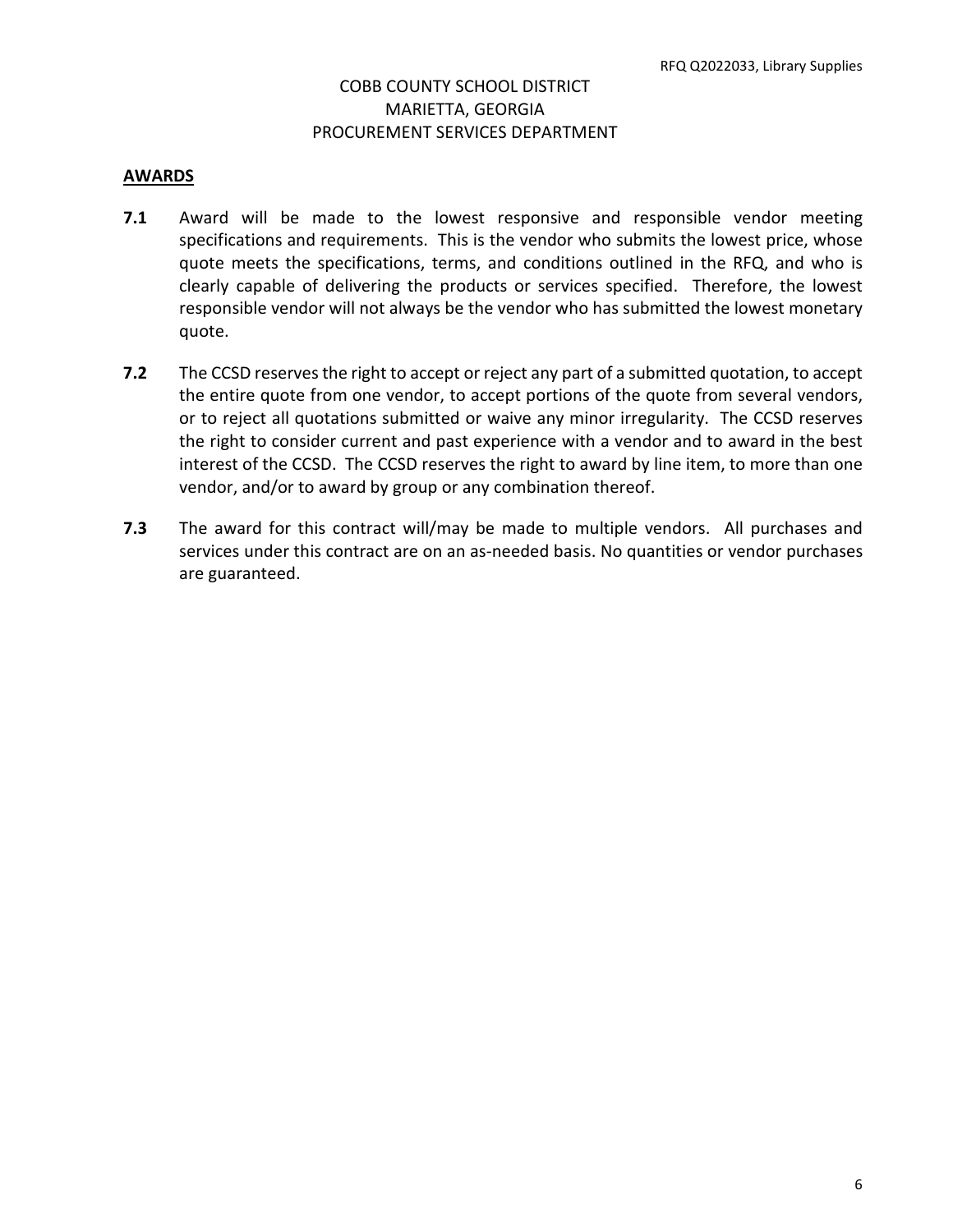COBB COUNTY SCHOOL DISTRICT
MARIETTA, GEORGIA
PROCUREMENT SERVICES DEPARTMENT

## AWARDS

**7.1** Award will be made to the lowest responsive and responsible vendor meeting specifications and requirements. This is the vendor who submits the lowest price, whose quote meets the specifications, terms, and conditions outlined in the RFQ, and who is clearly capable of delivering the products or services specified. Therefore, the lowest responsible vendor will not always be the vendor who has submitted the lowest monetary quote.

**7.2** The CCSD reserves the right to accept or reject any part of a submitted quotation, to accept the entire quote from one vendor, to accept portions of the quote from several vendors, or to reject all quotations submitted or waive any minor irregularity. The CCSD reserves the right to consider current and past experience with a vendor and to award in the best interest of the CCSD. The CCSD reserves the right to award by line item, to more than one vendor, and/or to award by group or any combination thereof.

**7.3** The award for this contract will/may be made to multiple vendors. All purchases and services under this contract are on an as-needed basis. No quantities or vendor purchases are guaranteed.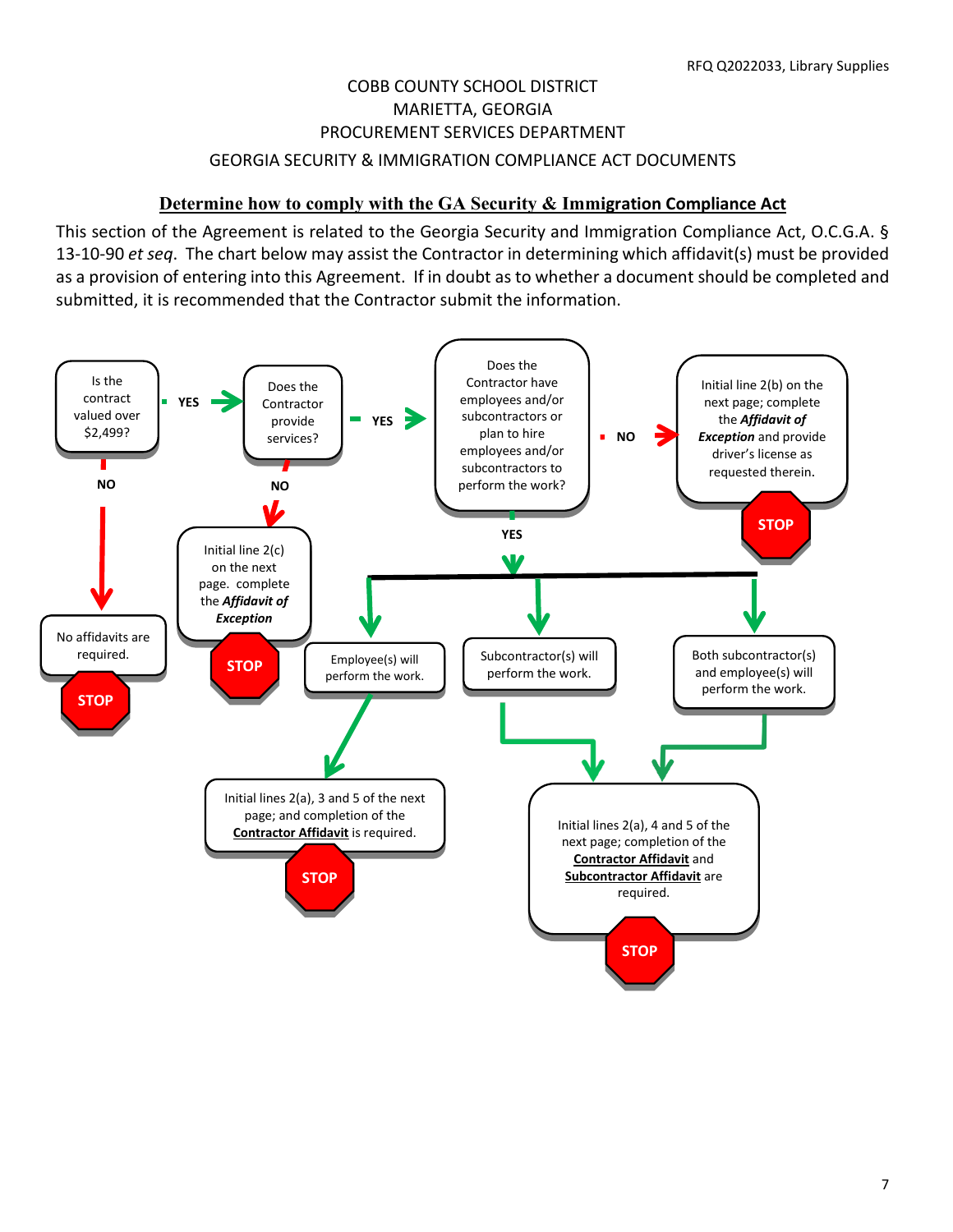COBB COUNTY SCHOOL DISTRICT
MARIETTA, GEORGIA
PROCUREMENT SERVICES DEPARTMENT

GEORGIA SECURITY & IMMIGRATION COMPLIANCE ACT DOCUMENTS

## Determine how to comply with the GA Security & Immigration Compliance Act

This section of the Agreement is related to the Georgia Security and Immigration Compliance Act, O.C.G.A. § 13-10-90 *et seq*. The chart below may assist the Contractor in determining which affidavit(s) must be provided as a provision of entering into this Agreement. If in doubt as to whether a document should be completed and submitted, it is recommended that the Contractor submit the information.

Is the contract valued over $2,499?

- NO → No affidavits are required. STOP
- YES → Does the Contractor provide services?
  - NO → Initial line 2(c) on the next page. complete the ***Affidavit of Exception*** STOP
  - YES → Does the Contractor have employees and/or subcontractors or plan to hire employees and/or subcontractors to perform the work?
    - NO → Initial line 2(b) on the next page; complete the ***Affidavit of Exception*** and provide driver's license as requested therein. STOP
    - YES →
      - Employee(s) will perform the work. → Initial lines 2(a), 3 and 5 of the next page; and completion of the **Contractor Affidavit** is required. STOP
      - Subcontractor(s) will perform the work. → Initial lines 2(a), 4 and 5 of the next page; completion of the **Contractor Affidavit** and **Subcontractor Affidavit** are required. STOP
      - Both subcontractor(s) and employee(s) will perform the work. → Initial lines 2(a), 4 and 5 of the next page; completion of the **Contractor Affidavit** and **Subcontractor Affidavit** are required. STOP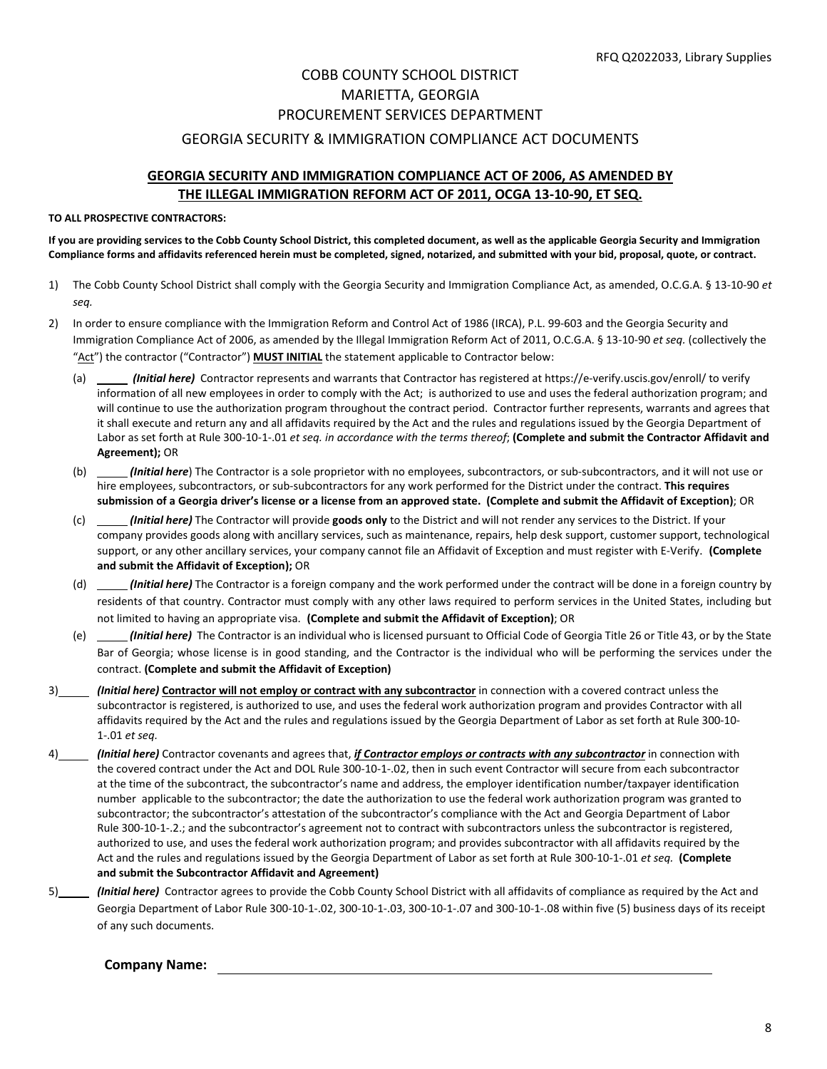COBB COUNTY SCHOOL DISTRICT
MARIETTA, GEORGIA
PROCUREMENT SERVICES DEPARTMENT

GEORGIA SECURITY & IMMIGRATION COMPLIANCE ACT DOCUMENTS

## GEORGIA SECURITY AND IMMIGRATION COMPLIANCE ACT OF 2006, AS AMENDED BY THE ILLEGAL IMMIGRATION REFORM ACT OF 2011, OCGA 13-10-90, ET SEQ.

**TO ALL PROSPECTIVE CONTRACTORS:**

**If you are providing services to the Cobb County School District, this completed document, as well as the applicable Georgia Security and Immigration Compliance forms and affidavits referenced herein must be completed, signed, notarized, and submitted with your bid, proposal, quote, or contract.**

1) The Cobb County School District shall comply with the Georgia Security and Immigration Compliance Act, as amended, O.C.G.A. § 13-10-90 *et seq.*

2) In order to ensure compliance with the Immigration Reform and Control Act of 1986 (IRCA), P.L. 99-603 and the Georgia Security and Immigration Compliance Act of 2006, as amended by the Illegal Immigration Reform Act of 2011, O.C.G.A. § 13-10-90 *et seq.* (collectively the "Act") the contractor ("Contractor") **MUST INITIAL** the statement applicable to Contractor below:

   (a) _____ ***(Initial here)*** Contractor represents and warrants that Contractor has registered at https://e-verify.uscis.gov/enroll/ to verify information of all new employees in order to comply with the Act; is authorized to use and uses the federal authorization program; and will continue to use the authorization program throughout the contract period. Contractor further represents, warrants and agrees that it shall execute and return any and all affidavits required by the Act and the rules and regulations issued by the Georgia Department of Labor as set forth at Rule 300-10-1-.01 *et seq. in accordance with the terms thereof*; **(Complete and submit the Contractor Affidavit and Agreement);** OR

   (b) _____ ***(Initial here)*** The Contractor is a sole proprietor with no employees, subcontractors, or sub-subcontractors, and it will not use or hire employees, subcontractors, or sub-subcontractors for any work performed for the District under the contract. **This requires submission of a Georgia driver's license or a license from an approved state. (Complete and submit the Affidavit of Exception)**; OR

   (c) _____ ***(Initial here)*** The Contractor will provide **goods only** to the District and will not render any services to the District. If your company provides goods along with ancillary services, such as maintenance, repairs, help desk support, customer support, technological support, or any other ancillary services, your company cannot file an Affidavit of Exception and must register with E-Verify. **(Complete and submit the Affidavit of Exception);** OR

   (d) _____ ***(Initial here)*** The Contractor is a foreign company and the work performed under the contract will be done in a foreign country by residents of that country. Contractor must comply with any other laws required to perform services in the United States, including but not limited to having an appropriate visa. **(Complete and submit the Affidavit of Exception)**; OR

   (e) _____ ***(Initial here)*** The Contractor is an individual who is licensed pursuant to Official Code of Georgia Title 26 or Title 43, or by the State Bar of Georgia; whose license is in good standing, and the Contractor is the individual who will be performing the services under the contract. **(Complete and submit the Affidavit of Exception)**

3) _____ ***(Initial here)*** **Contractor will not employ or contract with any subcontractor** in connection with a covered contract unless the subcontractor is registered, is authorized to use, and uses the federal work authorization program and provides Contractor with all affidavits required by the Act and the rules and regulations issued by the Georgia Department of Labor as set forth at Rule 300-10-1-.01 *et seq*.

4) _____ ***(Initial here)*** Contractor covenants and agrees that, ***if Contractor employs or contracts with any subcontractor*** in connection with the covered contract under the Act and DOL Rule 300-10-1-.02, then in such event Contractor will secure from each subcontractor at the time of the subcontract, the subcontractor's name and address, the employer identification number/taxpayer identification number applicable to the subcontractor; the date the authorization to use the federal work authorization program was granted to subcontractor; the subcontractor's attestation of the subcontractor's compliance with the Act and Georgia Department of Labor Rule 300-10-1-.2.; and the subcontractor's agreement not to contract with subcontractors unless the subcontractor is registered, authorized to use, and uses the federal work authorization program; and provides subcontractor with all affidavits required by the Act and the rules and regulations issued by the Georgia Department of Labor as set forth at Rule 300-10-1-.01 *et seq.* **(Complete and submit the Subcontractor Affidavit and Agreement)**

5) _____ ***(Initial here)*** Contractor agrees to provide the Cobb County School District with all affidavits of compliance as required by the Act and Georgia Department of Labor Rule 300-10-1-.02, 300-10-1-.03, 300-10-1-.07 and 300-10-1-.08 within five (5) business days of its receipt of any such documents.

**Company Name:** ______________________________________________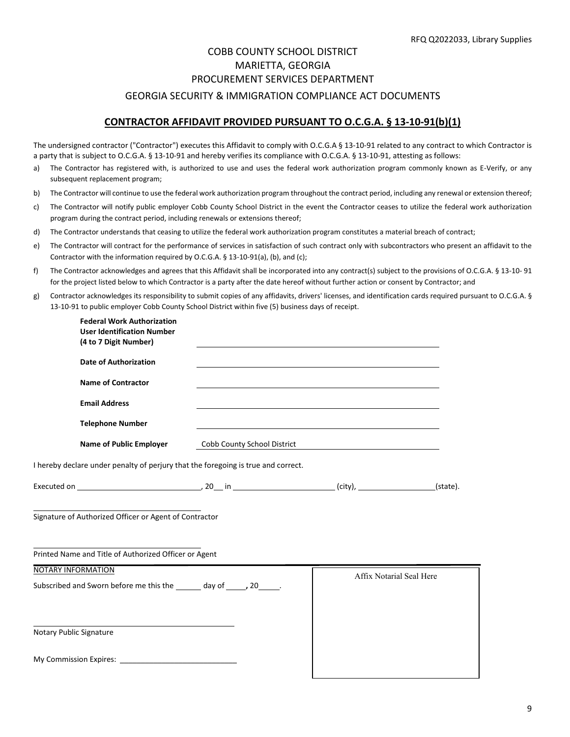# COBB COUNTY SCHOOL DISTRICT
## MARIETTA, GEORGIA
## PROCUREMENT SERVICES DEPARTMENT
## GEORGIA SECURITY & IMMIGRATION COMPLIANCE ACT DOCUMENTS

### **CONTRACTOR AFFIDAVIT PROVIDED PURSUANT TO O.C.G.A. § 13-10-91(b)(1)**

The undersigned contractor ("Contractor") executes this Affidavit to comply with O.C.G.A § 13-10-91 related to any contract to which Contractor is a party that is subject to O.C.G.A. § 13-10-91 and hereby verifies its compliance with O.C.G.A. § 13-10-91, attesting as follows:

a) The Contractor has registered with, is authorized to use and uses the federal work authorization program commonly known as E-Verify, or any subsequent replacement program;

b) The Contractor will continue to use the federal work authorization program throughout the contract period, including any renewal or extension thereof;

c) The Contractor will notify public employer Cobb County School District in the event the Contractor ceases to utilize the federal work authorization program during the contract period, including renewals or extensions thereof;

d) The Contractor understands that ceasing to utilize the federal work authorization program constitutes a material breach of contract;

e) The Contractor will contract for the performance of services in satisfaction of such contract only with subcontractors who present an affidavit to the Contractor with the information required by O.C.G.A. § 13-10-91(a), (b), and (c);

f) The Contractor acknowledges and agrees that this Affidavit shall be incorporated into any contract(s) subject to the provisions of O.C.G.A. § 13-10- 91 for the project listed below to which Contractor is a party after the date hereof without further action or consent by Contractor; and

g) Contractor acknowledges its responsibility to submit copies of any affidavits, drivers' licenses, and identification cards required pursuant to O.C.G.A. § 13-10-91 to public employer Cobb County School District within five (5) business days of receipt.

**Federal Work Authorization User Identification Number (4 to 7 Digit Number)** ______________________________

**Date of Authorization** ______________________________

**Name of Contractor** ______________________________

**Email Address** ______________________________

**Telephone Number** ______________________________

**Name of Public Employer** Cobb County School District

I hereby declare under penalty of perjury that the foregoing is true and correct.

Executed on ______________________, 20__ in ____________________ (city), ______________(state).

______________________________
Signature of Authorized Officer or Agent of Contractor

______________________________
Printed Name and Title of Authorized Officer or Agent

NOTARY INFORMATION

Subscribed and Sworn before me this the ______ day of _____, 20_____.

______________________________
Notary Public Signature

My Commission Expires: ______________________

Affix Notarial Seal Here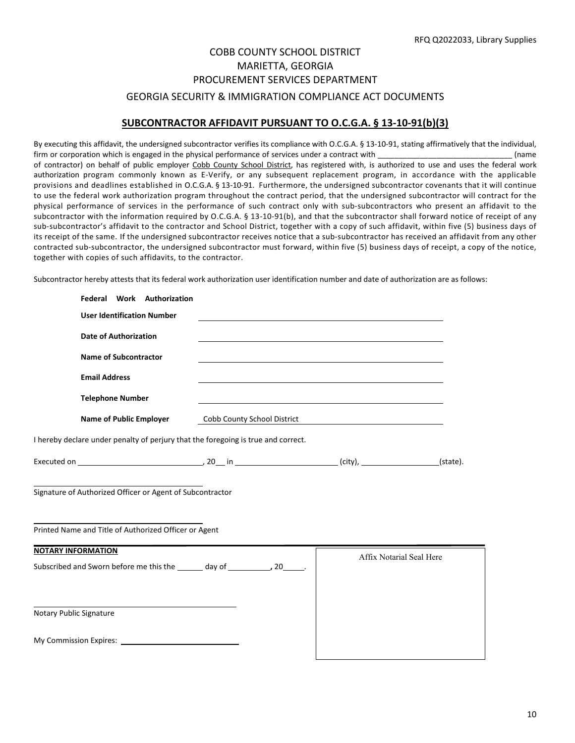# COBB COUNTY SCHOOL DISTRICT
# MARIETTA, GEORGIA
# PROCUREMENT SERVICES DEPARTMENT
## GEORGIA SECURITY & IMMIGRATION COMPLIANCE ACT DOCUMENTS

## SUBCONTRACTOR AFFIDAVIT PURSUANT TO O.C.G.A. § 13-10-91(b)(3)

By executing this affidavit, the undersigned subcontractor verifies its compliance with O.C.G.A. § 13-10-91, stating affirmatively that the individual, firm or corporation which is engaged in the physical performance of services under a contract with ______________________________ (name of contractor) on behalf of public employer Cobb County School District, has registered with, is authorized to use and uses the federal work authorization program commonly known as E-Verify, or any subsequent replacement program, in accordance with the applicable provisions and deadlines established in O.C.G.A. § 13-10-91. Furthermore, the undersigned subcontractor covenants that it will continue to use the federal work authorization program throughout the contract period, that the undersigned subcontractor will contract for the physical performance of services in the performance of such contract only with sub-subcontractors who present an affidavit to the subcontractor with the information required by O.C.G.A. § 13-10-91(b), and that the subcontractor shall forward notice of receipt of any sub-subcontractor's affidavit to the contractor and School District, together with a copy of such affidavit, within five (5) business days of its receipt of the same. If the undersigned subcontractor receives notice that a sub-subcontractor has received an affidavit from any other contracted sub-subcontractor, the undersigned subcontractor must forward, within five (5) business days of receipt, a copy of the notice, together with copies of such affidavits, to the contractor.

Subcontractor hereby attests that its federal work authorization user identification number and date of authorization are as follows:

**Federal Work Authorization User Identification Number** ______________________________

**Date of Authorization** ______________________________

**Name of Subcontractor** ______________________________

**Email Address** ______________________________

**Telephone Number** ______________________________

**Name of Public Employer** Cobb County School District

I hereby declare under penalty of perjury that the foregoing is true and correct.

Executed on ______________________, 20__ in ____________________ (city), ______________(state).

______________________________
Signature of Authorized Officer or Agent of Subcontractor

______________________________
Printed Name and Title of Authorized Officer or Agent

**NOTARY INFORMATION**

Subscribed and Sworn before me this the ______ day of __________, 20_____.

______________________________
Notary Public Signature

My Commission Expires: ______________________

Affix Notarial Seal Here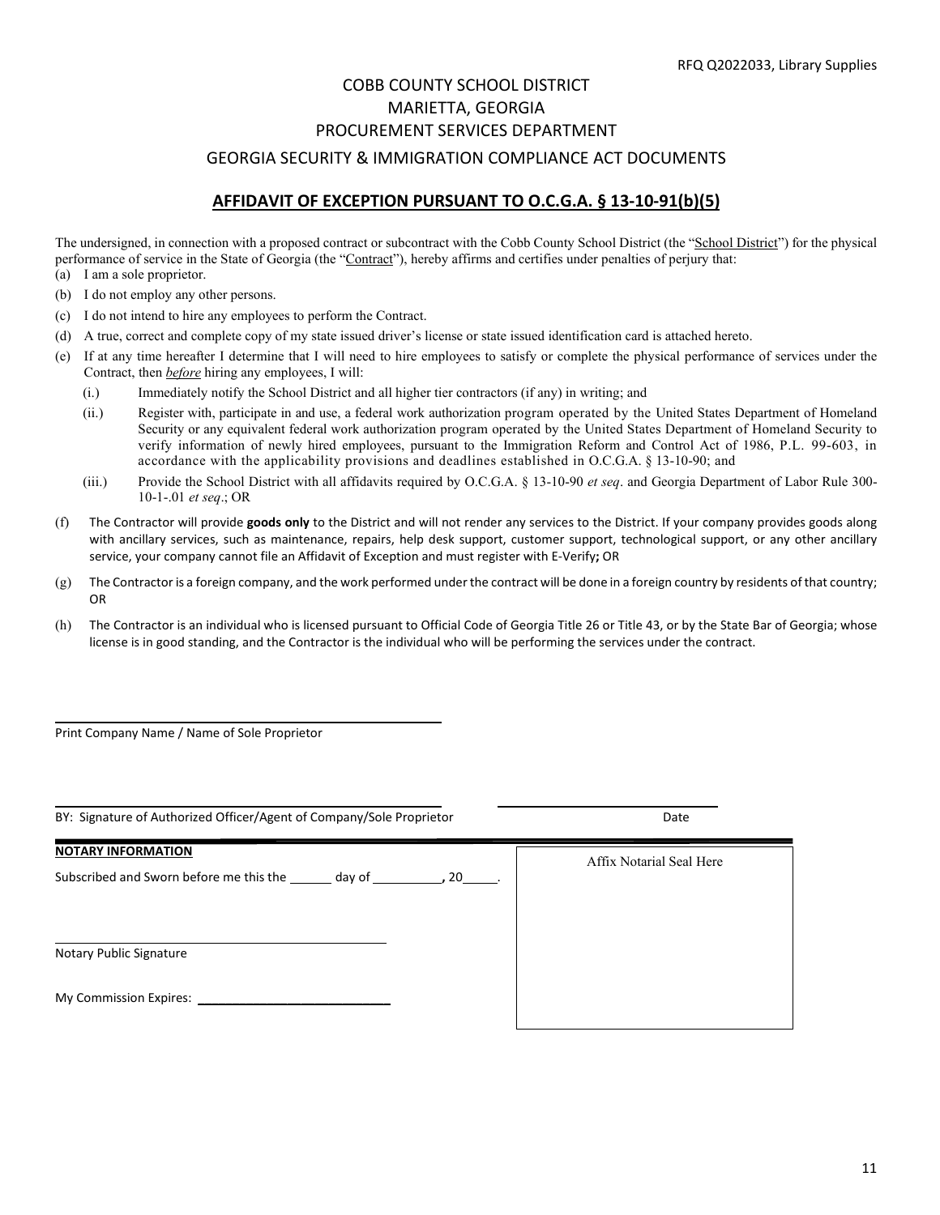COBB COUNTY SCHOOL DISTRICT
MARIETTA, GEORGIA
PROCUREMENT SERVICES DEPARTMENT
GEORGIA SECURITY & IMMIGRATION COMPLIANCE ACT DOCUMENTS

## AFFIDAVIT OF EXCEPTION PURSUANT TO O.C.G.A. § 13-10-91(b)(5)

The undersigned, in connection with a proposed contract or subcontract with the Cobb County School District (the "School District") for the physical performance of service in the State of Georgia (the "Contract"), hereby affirms and certifies under penalties of perjury that:

(a) I am a sole proprietor.

(b) I do not employ any other persons.

(c) I do not intend to hire any employees to perform the Contract.

(d) A true, correct and complete copy of my state issued driver's license or state issued identification card is attached hereto.

(e) If at any time hereafter I determine that I will need to hire employees to satisfy or complete the physical performance of services under the Contract, then ***before*** hiring any employees, I will:

  (i.) Immediately notify the School District and all higher tier contractors (if any) in writing; and

  (ii.) Register with, participate in and use, a federal work authorization program operated by the United States Department of Homeland Security or any equivalent federal work authorization program operated by the United States Department of Homeland Security to verify information of newly hired employees, pursuant to the Immigration Reform and Control Act of 1986, P.L. 99-603, in accordance with the applicability provisions and deadlines established in O.C.G.A. § 13-10-90; and

  (iii.) Provide the School District with all affidavits required by O.C.G.A. § 13-10-90 *et seq*. and Georgia Department of Labor Rule 300-10-1-.01 *et seq*.; OR

(f) The Contractor will provide **goods only** to the District and will not render any services to the District. If your company provides goods along with ancillary services, such as maintenance, repairs, help desk support, customer support, technological support, or any other ancillary service, your company cannot file an Affidavit of Exception and must register with E-Verify**;** OR

(g) The Contractor is a foreign company, and the work performed under the contract will be done in a foreign country by residents of that country; OR

(h) The Contractor is an individual who is licensed pursuant to Official Code of Georgia Title 26 or Title 43, or by the State Bar of Georgia; whose license is in good standing, and the Contractor is the individual who will be performing the services under the contract.

\_\_\_\_\_\_\_\_\_\_\_\_\_\_\_\_\_\_\_\_\_\_\_\_\_\_\_\_\_\_\_\_\_\_\_\_\_\_\_\_
Print Company Name / Name of Sole Proprietor

\_\_\_\_\_\_\_\_\_\_\_\_\_\_\_\_\_\_\_\_\_\_\_\_\_\_\_\_\_\_\_\_\_\_\_\_\_\_\_\_ \_\_\_\_\_\_\_\_\_\_\_\_\_\_\_\_\_\_\_\_
BY: Signature of Authorized Officer/Agent of Company/Sole Proprietor Date

**NOTARY INFORMATION**

Subscribed and Sworn before me this the \_\_\_\_\_\_ day of \_\_\_\_\_\_\_\_\_\_, 20\_\_\_\_\_.

\_\_\_\_\_\_\_\_\_\_\_\_\_\_\_\_\_\_\_\_\_\_\_\_\_\_\_\_\_\_\_\_\_\_\_\_\_\_\_\_
Notary Public Signature

My Commission Expires: \_\_\_\_\_\_\_\_\_\_\_\_\_\_\_\_\_\_\_\_\_\_\_\_\_\_

Affix Notarial Seal Here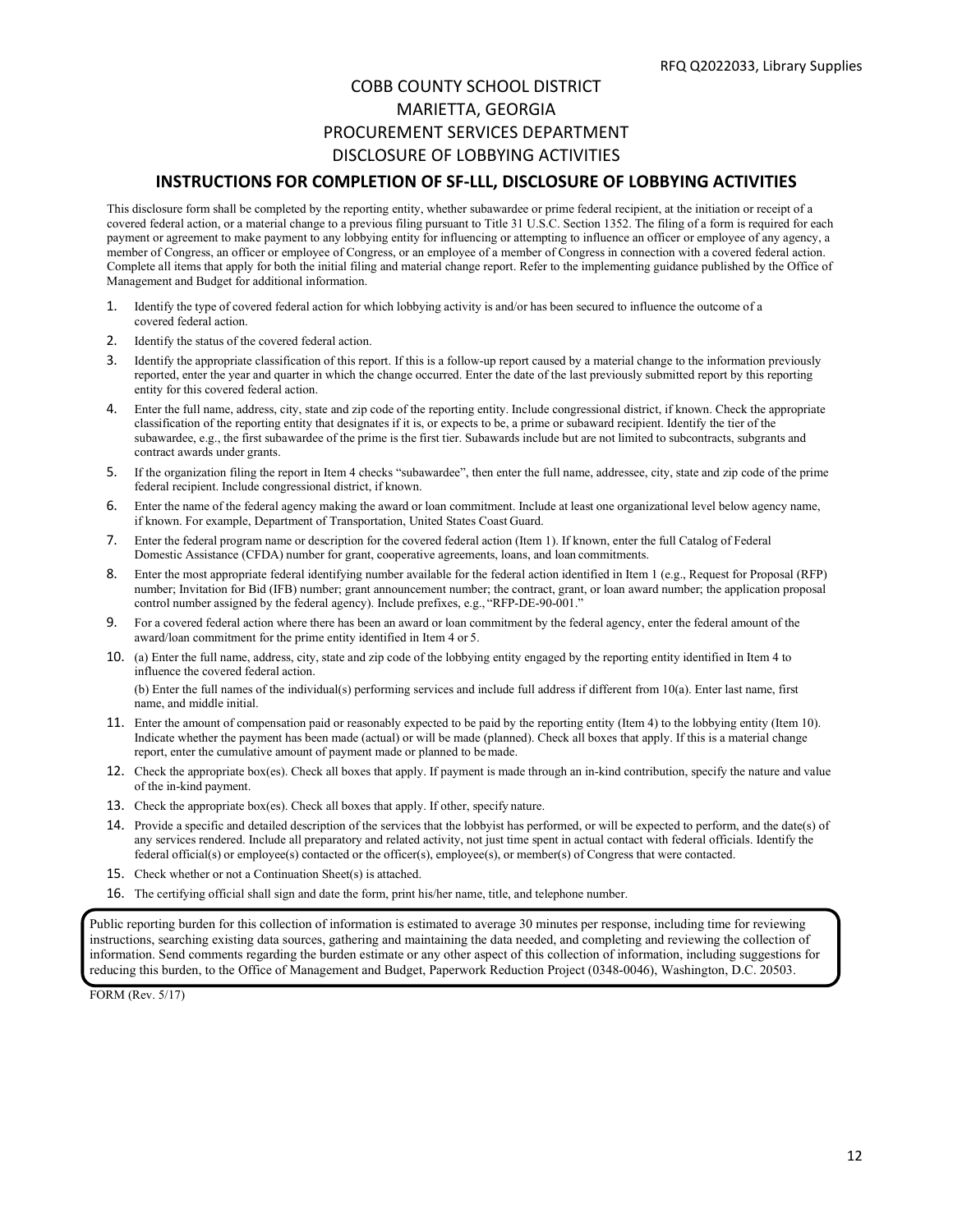COBB COUNTY SCHOOL DISTRICT
MARIETTA, GEORGIA
PROCUREMENT SERVICES DEPARTMENT
DISCLOSURE OF LOBBYING ACTIVITIES

## INSTRUCTIONS FOR COMPLETION OF SF-LLL, DISCLOSURE OF LOBBYING ACTIVITIES

This disclosure form shall be completed by the reporting entity, whether subawardee or prime federal recipient, at the initiation or receipt of a covered federal action, or a material change to a previous filing pursuant to Title 31 U.S.C. Section 1352. The filing of a form is required for each payment or agreement to make payment to any lobbying entity for influencing or attempting to influence an officer or employee of any agency, a member of Congress, an officer or employee of Congress, or an employee of a member of Congress in connection with a covered federal action. Complete all items that apply for both the initial filing and material change report. Refer to the implementing guidance published by the Office of Management and Budget for additional information.

1. Identify the type of covered federal action for which lobbying activity is and/or has been secured to influence the outcome of a covered federal action.
2. Identify the status of the covered federal action.
3. Identify the appropriate classification of this report. If this is a follow-up report caused by a material change to the information previously reported, enter the year and quarter in which the change occurred. Enter the date of the last previously submitted report by this reporting entity for this covered federal action.
4. Enter the full name, address, city, state and zip code of the reporting entity. Include congressional district, if known. Check the appropriate classification of the reporting entity that designates if it is, or expects to be, a prime or subaward recipient. Identify the tier of the subawardee, e.g., the first subawardee of the prime is the first tier. Subawards include but are not limited to subcontracts, subgrants and contract awards under grants.
5. If the organization filing the report in Item 4 checks "subawardee", then enter the full name, addressee, city, state and zip code of the prime federal recipient. Include congressional district, if known.
6. Enter the name of the federal agency making the award or loan commitment. Include at least one organizational level below agency name, if known. For example, Department of Transportation, United States Coast Guard.
7. Enter the federal program name or description for the covered federal action (Item 1). If known, enter the full Catalog of Federal Domestic Assistance (CFDA) number for grant, cooperative agreements, loans, and loan commitments.
8. Enter the most appropriate federal identifying number available for the federal action identified in Item 1 (e.g., Request for Proposal (RFP) number; Invitation for Bid (IFB) number; grant announcement number; the contract, grant, or loan award number; the application proposal control number assigned by the federal agency). Include prefixes, e.g., "RFP-DE-90-001."
9. For a covered federal action where there has been an award or loan commitment by the federal agency, enter the federal amount of the award/loan commitment for the prime entity identified in Item 4 or 5.
10. (a) Enter the full name, address, city, state and zip code of the lobbying entity engaged by the reporting entity identified in Item 4 to influence the covered federal action.

    (b) Enter the full names of the individual(s) performing services and include full address if different from 10(a). Enter last name, first name, and middle initial.
11. Enter the amount of compensation paid or reasonably expected to be paid by the reporting entity (Item 4) to the lobbying entity (Item 10). Indicate whether the payment has been made (actual) or will be made (planned). Check all boxes that apply. If this is a material change report, enter the cumulative amount of payment made or planned to be made.
12. Check the appropriate box(es). Check all boxes that apply. If payment is made through an in-kind contribution, specify the nature and value of the in-kind payment.
13. Check the appropriate box(es). Check all boxes that apply. If other, specify nature.
14. Provide a specific and detailed description of the services that the lobbyist has performed, or will be expected to perform, and the date(s) of any services rendered. Include all preparatory and related activity, not just time spent in actual contact with federal officials. Identify the federal official(s) or employee(s) contacted or the officer(s), employee(s), or member(s) of Congress that were contacted.
15. Check whether or not a Continuation Sheet(s) is attached.
16. The certifying official shall sign and date the form, print his/her name, title, and telephone number.

Public reporting burden for this collection of information is estimated to average 30 minutes per response, including time for reviewing instructions, searching existing data sources, gathering and maintaining the data needed, and completing and reviewing the collection of information. Send comments regarding the burden estimate or any other aspect of this collection of information, including suggestions for reducing this burden, to the Office of Management and Budget, Paperwork Reduction Project (0348-0046), Washington, D.C. 20503.

FORM (Rev. 5/17)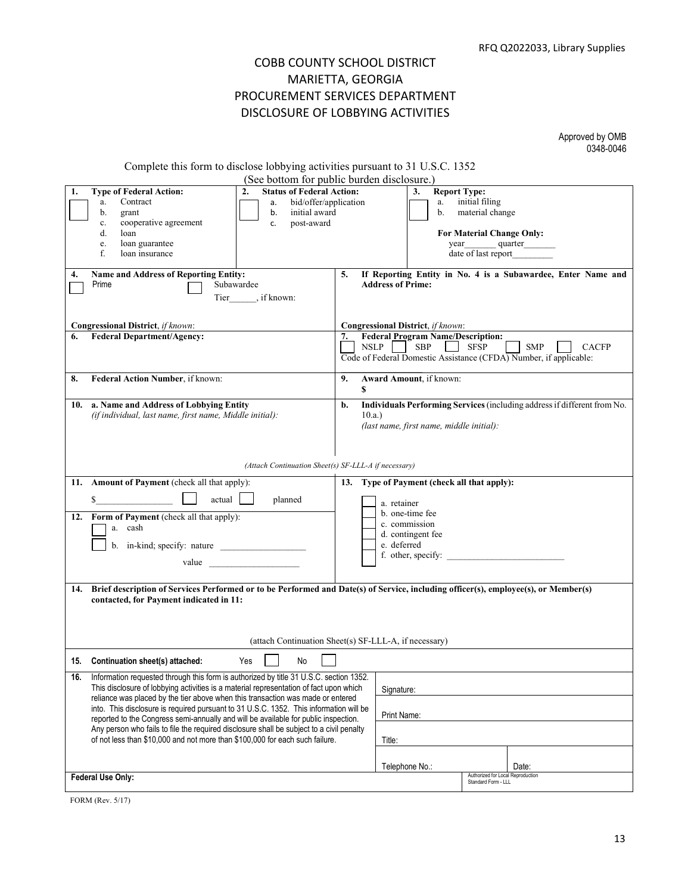# COBB COUNTY SCHOOL DISTRICT
## MARIETTA, GEORGIA
## PROCUREMENT SERVICES DEPARTMENT
## DISCLOSURE OF LOBBYING ACTIVITIES

Approved by OMB
0348-0046

Complete this form to disclose lobbying activities pursuant to 31 U.S.C. 1352
(See bottom for public burden disclosure.)

| | | |
|---|---|---|
| **1. Type of Federal Action:** ☐ a. Contract b. grant c. cooperative agreement d. loan e. loan guarantee f. loan insurance | **2. Status of Federal Action:** ☐ a. bid/offer/application b. initial award c. post-award | **3. Report Type:** ☐ a. initial filing b. material change **For Material Change Only:** year_______ quarter_______ date of last report_________ |

| | |
|---|---|
| **4. Name and Address of Reporting Entity:** ☐ Prime ☐ Subawardee Tier______, if known: **Congressional District**, *if known*: | **5. If Reporting Entity in No. 4 is a Subawardee, Enter Name and Address of Prime:** **Congressional District**, *if known*: |
| **6. Federal Department/Agency:** | **7. Federal Program Name/Description:** ☐ NSLP ☐ SBP ☐ SFSP ☐ SMP ☐ CACFP Code of Federal Domestic Assistance (CFDA) Number, if applicable: _______________ |
| **8. Federal Action Number**, if known: | **9. Award Amount**, if known: **$** |
| **10. a. Name and Address of Lobbying Entity** *(if individual, last name, first name, Middle initial):* | **b. Individuals Performing Services** (including address if different from No. 10.a.) *(last name, first name, middle initial):* |

*(Attach Continuation Sheet(s) SF-LLL-A if necessary)*

| | |
|---|---|
| **11. Amount of Payment** (check all that apply): $________________ ☐ actual ☐ planned | **13. Type of Payment (check all that apply):** ☐ a. retainer ☐ b. one-time fee ☐ c. commission ☐ d. contingent fee ☐ e. deferred ☐ f. other, specify: _________________________ |
| **12. Form of Payment** (check all that apply): ☐ a. cash ☐ b. in-kind; specify: nature __________________ value ____________________ | |

**14. Brief description of Services Performed or to be Performed and Date(s) of Service, including officer(s), employee(s), or Member(s) contacted, for Payment indicated in 11:**

(attach Continuation Sheet(s) SF-LLL-A, if necessary)

**15. Continuation sheet(s) attached:** Yes ☐ No ☐

| | |
|---|---|
| **16.** Information requested through this form is authorized by title 31 U.S.C. section 1352. This disclosure of lobbying activities is a material representation of fact upon which reliance was placed by the tier above when this transaction was made or entered into. This disclosure is required pursuant to 31 U.S.C. 1352. This information will be reported to the Congress semi-annually and will be available for public inspection. Any person who fails to file the required disclosure shall be subject to a civil penalty of not less than $10,000 and not more than $100,000 for each such failure. | Signature: Print Name: Title: Telephone No.: Date: |
| **Federal Use Only:** | Authorized for Local Reproduction Standard Form - LLL |

FORM (Rev. 5/17)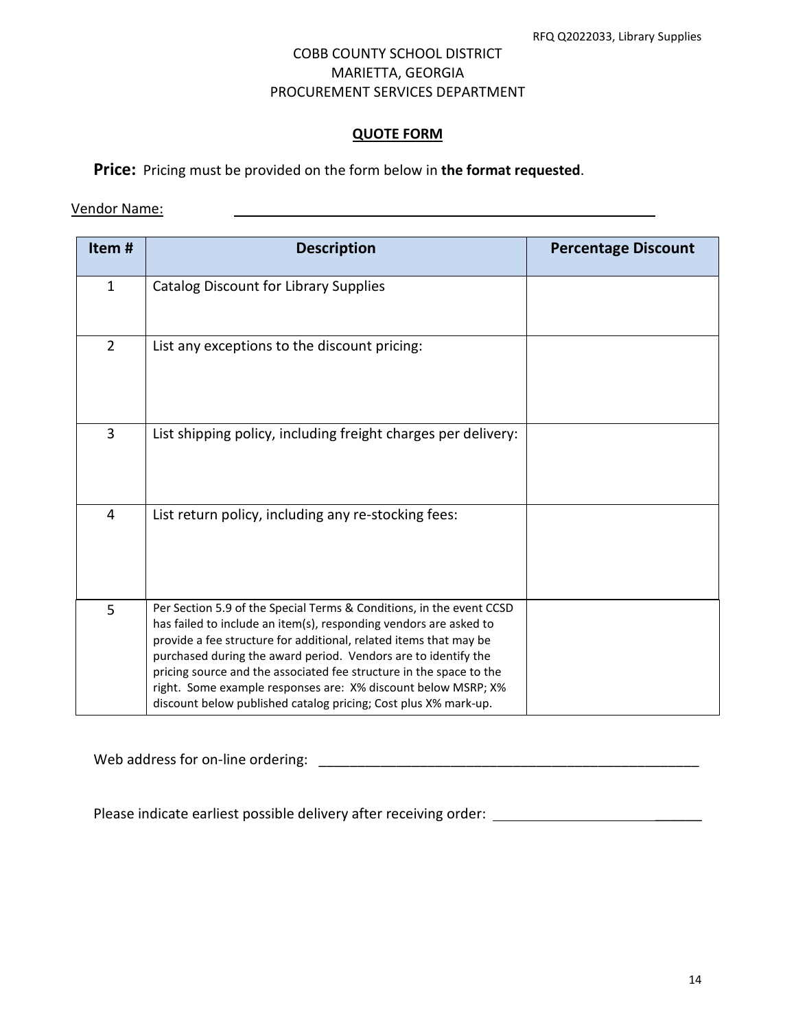COBB COUNTY SCHOOL DISTRICT
MARIETTA, GEORGIA
PROCUREMENT SERVICES DEPARTMENT

## QUOTE FORM

**Price:** Pricing must be provided on the form below in **the format requested**.

Vendor Name: ______________________________

| Item # | Description | Percentage Discount |
|---|---|---|
| 1 | Catalog Discount for Library Supplies | |
| 2 | List any exceptions to the discount pricing: | |
| 3 | List shipping policy, including freight charges per delivery: | |
| 4 | List return policy, including any re-stocking fees: | |
| 5 | Per Section 5.9 of the Special Terms & Conditions, in the event CCSD has failed to include an item(s), responding vendors are asked to provide a fee structure for additional, related items that may be purchased during the award period. Vendors are to identify the pricing source and the associated fee structure in the space to the right. Some example responses are: X% discount below MSRP; X% discount below published catalog pricing; Cost plus X% mark-up. | |

Web address for on-line ordering: ______________________________

Please indicate earliest possible delivery after receiving order: ______________________________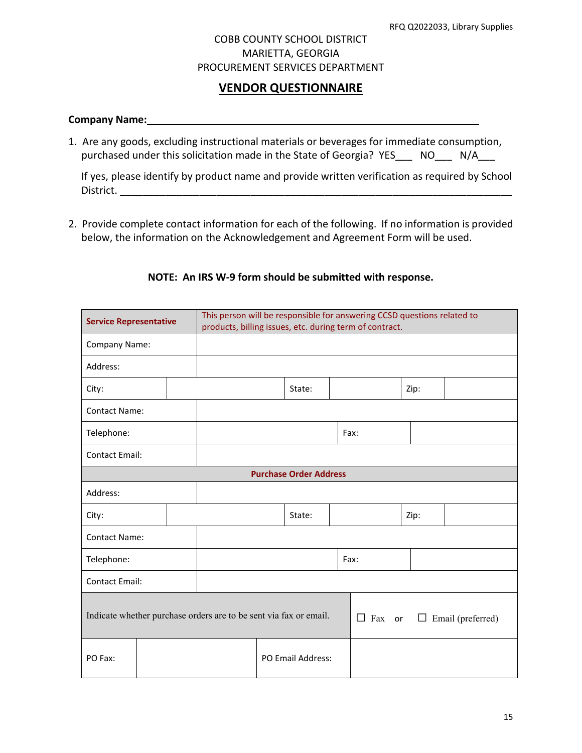COBB COUNTY SCHOOL DISTRICT
MARIETTA, GEORGIA
PROCUREMENT SERVICES DEPARTMENT

# VENDOR QUESTIONNAIRE

**Company Name:**\_\_\_\_\_\_\_\_\_\_\_\_\_\_\_\_\_\_\_\_\_\_\_\_\_\_\_\_\_\_\_\_\_\_\_\_\_\_\_\_\_\_\_\_\_\_\_\_\_\_\_\_\_\_

1. Are any goods, excluding instructional materials or beverages for immediate consumption, purchased under this solicitation made in the State of Georgia? YES\_\_\_ NO\_\_\_ N/A\_\_\_

   If yes, please identify by product name and provide written verification as required by School District. \_\_\_\_\_\_\_\_\_\_\_\_\_\_\_\_\_\_\_\_\_\_\_\_\_\_\_\_\_\_\_\_\_\_\_\_\_\_\_\_\_\_\_\_\_\_\_\_\_\_\_\_\_\_\_\_\_\_\_\_\_\_\_\_

2. Provide complete contact information for each of the following. If no information is provided below, the information on the Acknowledgement and Agreement Form will be used.

**NOTE: An IRS W-9 form should be submitted with response.**

| **Service Representative** | This person will be responsible for answering CCSD questions related to products, billing issues, etc. during term of contract. | | | | |
|---|---|---|---|---|---|
| Company Name: | | | | | |
| Address: | | | | | |
| City: | | State: | | Zip: | |
| Contact Name: | | | | | |
| Telephone: | | Fax: | | | |
| Contact Email: | | | | | |
| **Purchase Order Address** | | | | | |
| Address: | | | | | |
| City: | | State: | | Zip: | |
| Contact Name: | | | | | |
| Telephone: | | Fax: | | | |
| Contact Email: | | | | | |
| Indicate whether purchase orders are to be sent via fax or email. | | | ☐ Fax or ☐ Email (preferred) | | |
| PO Fax: | | PO Email Address: | | | |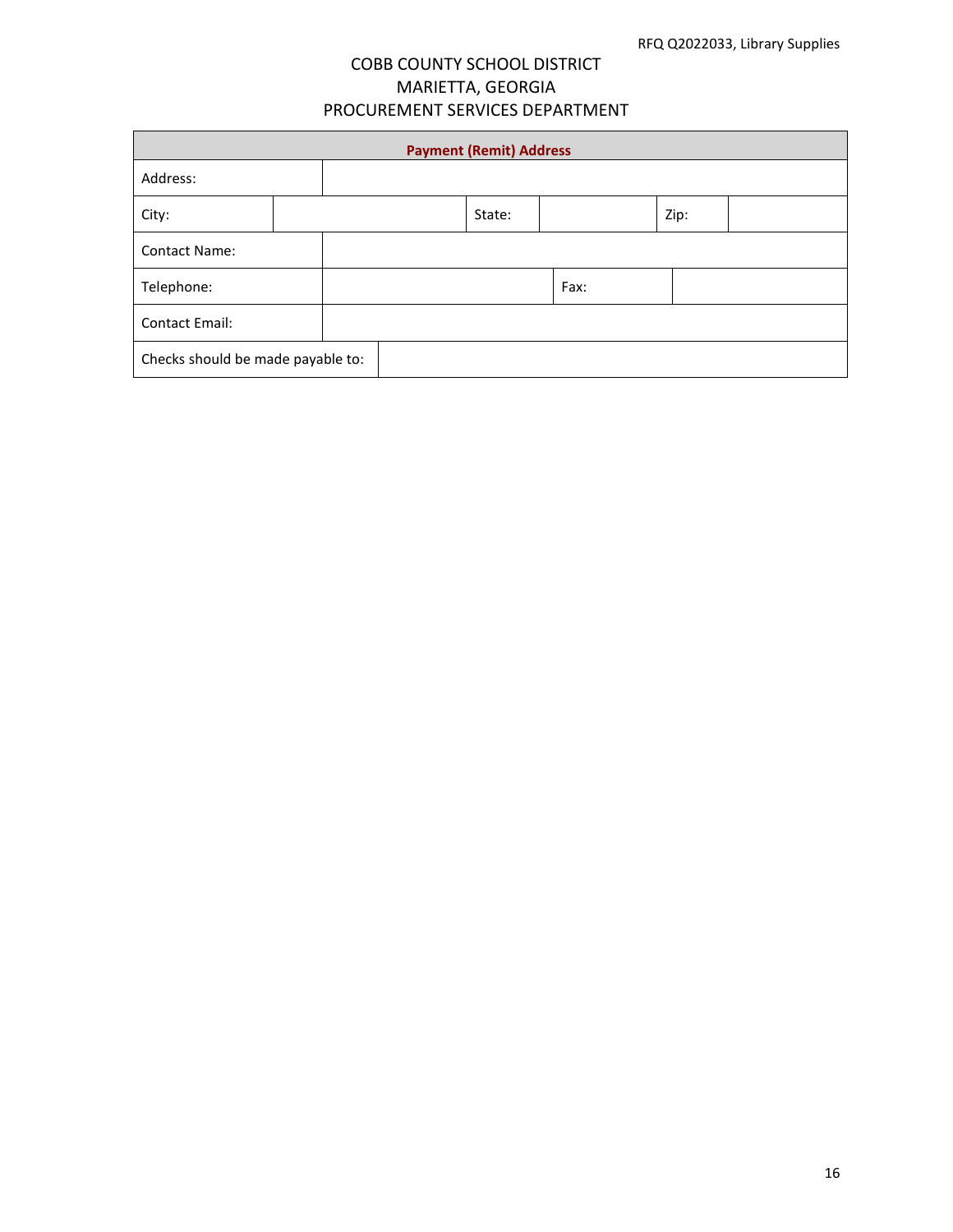COBB COUNTY SCHOOL DISTRICT
MARIETTA, GEORGIA
PROCUREMENT SERVICES DEPARTMENT

| Payment (Remit) Address | | | | | |
|---|---|---|---|---|---|
| Address: | | | | | |
| City: | | State: | | Zip: | |
| Contact Name: | | | | | |
| Telephone: | | Fax: | | | |
| Contact Email: | | | | | |
| Checks should be made payable to: | | | | | |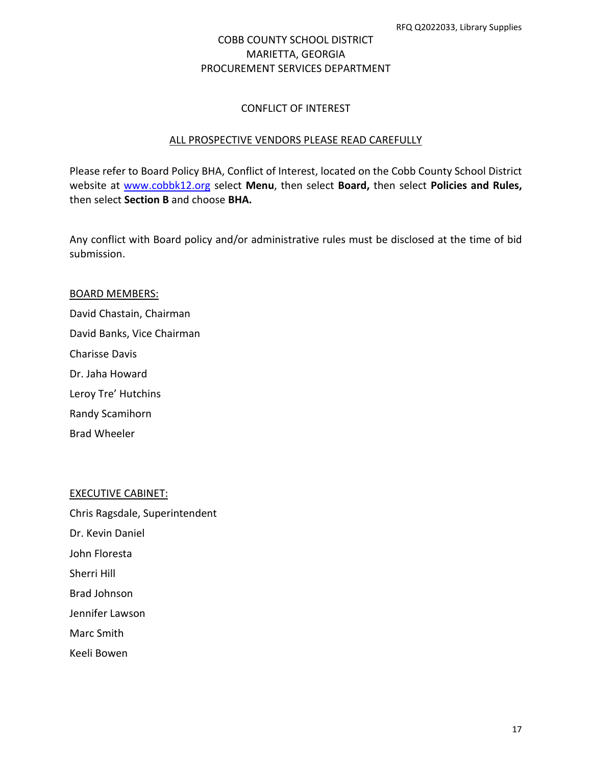COBB COUNTY SCHOOL DISTRICT
MARIETTA, GEORGIA
PROCUREMENT SERVICES DEPARTMENT

## CONFLICT OF INTEREST

ALL PROSPECTIVE VENDORS PLEASE READ CAREFULLY

Please refer to Board Policy BHA, Conflict of Interest, located on the Cobb County School District website at www.cobbk12.org select **Menu**, then select **Board,** then select **Policies and Rules,** then select **Section B** and choose **BHA.**

Any conflict with Board policy and/or administrative rules must be disclosed at the time of bid submission.

BOARD MEMBERS:

David Chastain, Chairman

David Banks, Vice Chairman

Charisse Davis

Dr. Jaha Howard

Leroy Tre' Hutchins

Randy Scamihorn

Brad Wheeler

EXECUTIVE CABINET:

Chris Ragsdale, Superintendent

Dr. Kevin Daniel

John Floresta

Sherri Hill

Brad Johnson

Jennifer Lawson

Marc Smith

Keeli Bowen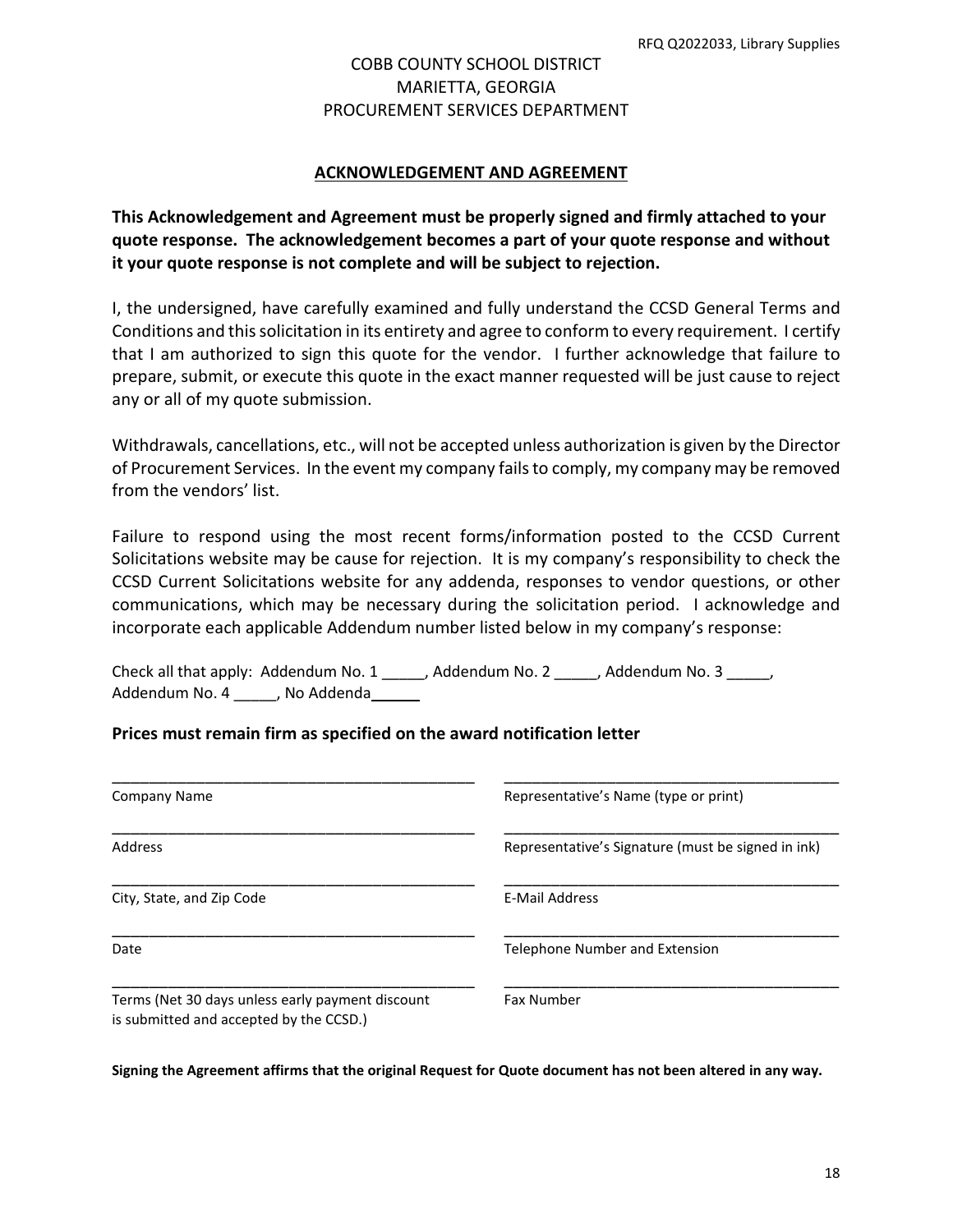COBB COUNTY SCHOOL DISTRICT
MARIETTA, GEORGIA
PROCUREMENT SERVICES DEPARTMENT

## ACKNOWLEDGEMENT AND AGREEMENT

**This Acknowledgement and Agreement must be properly signed and firmly attached to your quote response. The acknowledgement becomes a part of your quote response and without it your quote response is not complete and will be subject to rejection.**

I, the undersigned, have carefully examined and fully understand the CCSD General Terms and Conditions and this solicitation in its entirety and agree to conform to every requirement. I certify that I am authorized to sign this quote for the vendor. I further acknowledge that failure to prepare, submit, or execute this quote in the exact manner requested will be just cause to reject any or all of my quote submission.

Withdrawals, cancellations, etc., will not be accepted unless authorization is given by the Director of Procurement Services. In the event my company fails to comply, my company may be removed from the vendors' list.

Failure to respond using the most recent forms/information posted to the CCSD Current Solicitations website may be cause for rejection. It is my company's responsibility to check the CCSD Current Solicitations website for any addenda, responses to vendor questions, or other communications, which may be necessary during the solicitation period. I acknowledge and incorporate each applicable Addendum number listed below in my company's response:

Check all that apply: Addendum No. 1 _____, Addendum No. 2 _____, Addendum No. 3 _____, Addendum No. 4 _____, No Addenda_____

**Prices must remain firm as specified on the award notification letter**

| | |
|---|---|
| ____________________________________________ | ____________________________________________ |
| Company Name | Representative's Name (type or print) |
| ____________________________________________ | ____________________________________________ |
| Address | Representative's Signature (must be signed in ink) |
| ____________________________________________ | ____________________________________________ |
| City, State, and Zip Code | E-Mail Address |
| ____________________________________________ | ____________________________________________ |
| Date | Telephone Number and Extension |
| ____________________________________________ | ____________________________________________ |
| Terms (Net 30 days unless early payment discount is submitted and accepted by the CCSD.) | Fax Number |

**Signing the Agreement affirms that the original Request for Quote document has not been altered in any way.**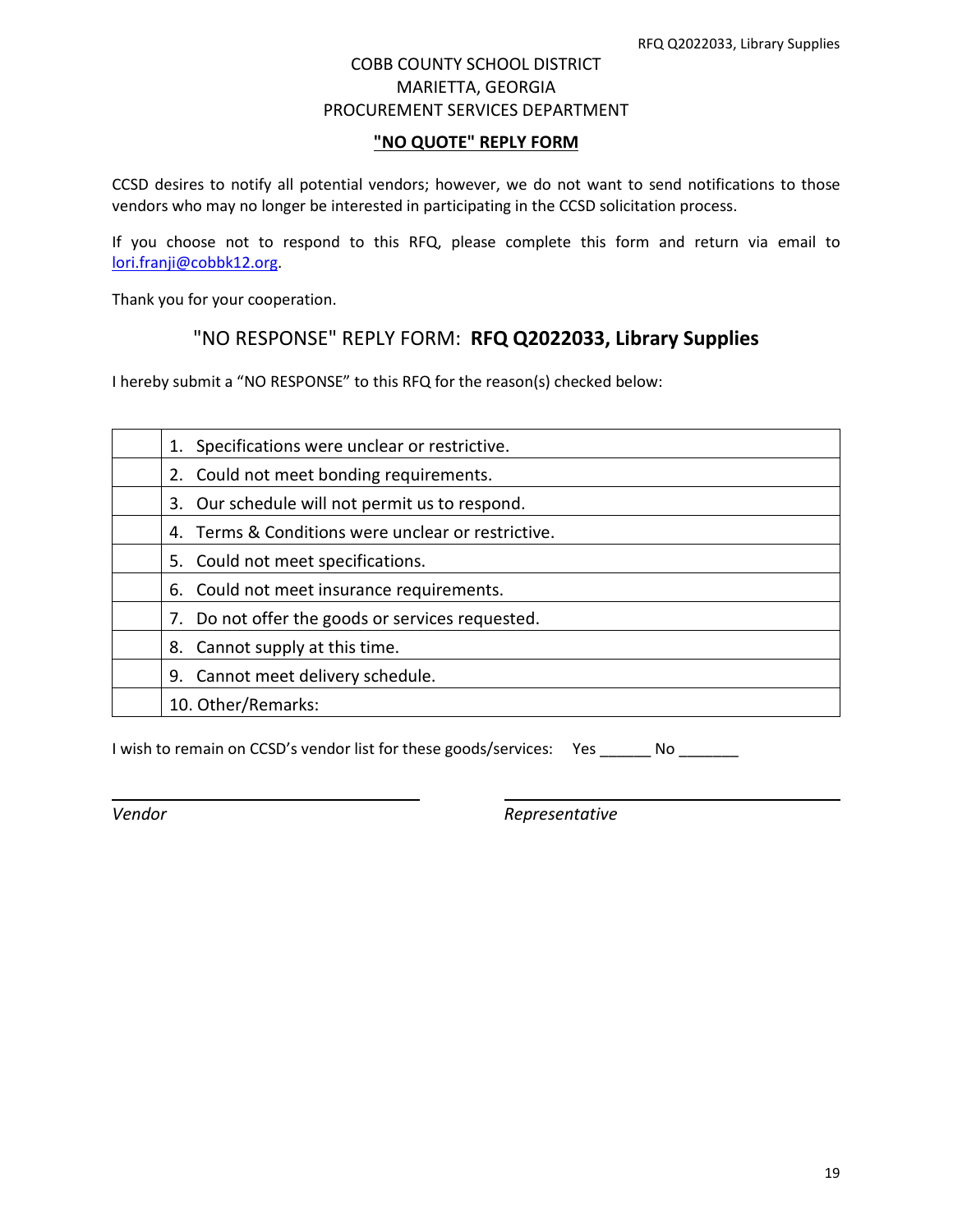COBB COUNTY SCHOOL DISTRICT
MARIETTA, GEORGIA
PROCUREMENT SERVICES DEPARTMENT

## "NO QUOTE" REPLY FORM

CCSD desires to notify all potential vendors; however, we do not want to send notifications to those vendors who may no longer be interested in participating in the CCSD solicitation process.

If you choose not to respond to this RFQ, please complete this form and return via email to lori.franji@cobbk12.org.

Thank you for your cooperation.

## "NO RESPONSE" REPLY FORM: **RFQ Q2022033, Library Supplies**

I hereby submit a "NO RESPONSE" to this RFQ for the reason(s) checked below:

| | |
|---|---|
| | 1. Specifications were unclear or restrictive. |
| | 2. Could not meet bonding requirements. |
| | 3. Our schedule will not permit us to respond. |
| | 4. Terms & Conditions were unclear or restrictive. |
| | 5. Could not meet specifications. |
| | 6. Could not meet insurance requirements. |
| | 7. Do not offer the goods or services requested. |
| | 8. Cannot supply at this time. |
| | 9. Cannot meet delivery schedule. |
| | 10. Other/Remarks: |

I wish to remain on CCSD's vendor list for these goods/services: Yes ______ No _______

_______________________________ _______________________________

*Vendor* *Representative*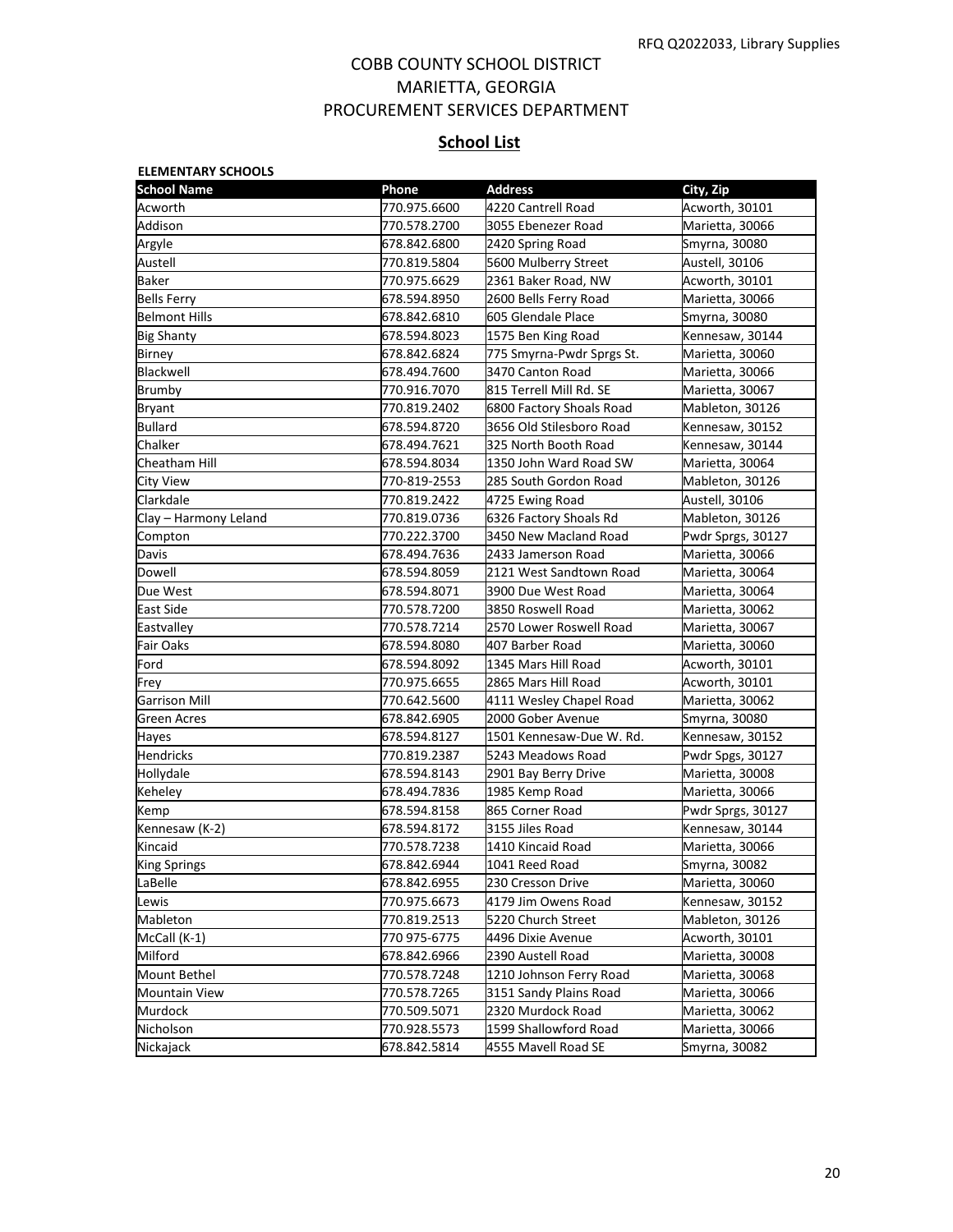COBB COUNTY SCHOOL DISTRICT
MARIETTA, GEORGIA
PROCUREMENT SERVICES DEPARTMENT

## School List

**ELEMENTARY SCHOOLS**

| School Name | Phone | Address | City, Zip |
|---|---|---|---|
| Acworth | 770.975.6600 | 4220 Cantrell Road | Acworth, 30101 |
| Addison | 770.578.2700 | 3055 Ebenezer Road | Marietta, 30066 |
| Argyle | 678.842.6800 | 2420 Spring Road | Smyrna, 30080 |
| Austell | 770.819.5804 | 5600 Mulberry Street | Austell, 30106 |
| Baker | 770.975.6629 | 2361 Baker Road, NW | Acworth, 30101 |
| Bells Ferry | 678.594.8950 | 2600 Bells Ferry Road | Marietta, 30066 |
| Belmont Hills | 678.842.6810 | 605 Glendale Place | Smyrna, 30080 |
| Big Shanty | 678.594.8023 | 1575 Ben King Road | Kennesaw, 30144 |
| Birney | 678.842.6824 | 775 Smyrna-Pwdr Sprgs St. | Marietta, 30060 |
| Blackwell | 678.494.7600 | 3470 Canton Road | Marietta, 30066 |
| Brumby | 770.916.7070 | 815 Terrell Mill Rd. SE | Marietta, 30067 |
| Bryant | 770.819.2402 | 6800 Factory Shoals Road | Mableton, 30126 |
| Bullard | 678.594.8720 | 3656 Old Stilesboro Road | Kennesaw, 30152 |
| Chalker | 678.494.7621 | 325 North Booth Road | Kennesaw, 30144 |
| Cheatham Hill | 678.594.8034 | 1350 John Ward Road SW | Marietta, 30064 |
| City View | 770-819-2553 | 285 South Gordon Road | Mableton, 30126 |
| Clarkdale | 770.819.2422 | 4725 Ewing Road | Austell, 30106 |
| Clay – Harmony Leland | 770.819.0736 | 6326 Factory Shoals Rd | Mableton, 30126 |
| Compton | 770.222.3700 | 3450 New Macland Road | Pwdr Sprgs, 30127 |
| Davis | 678.494.7636 | 2433 Jamerson Road | Marietta, 30066 |
| Dowell | 678.594.8059 | 2121 West Sandtown Road | Marietta, 30064 |
| Due West | 678.594.8071 | 3900 Due West Road | Marietta, 30064 |
| East Side | 770.578.7200 | 3850 Roswell Road | Marietta, 30062 |
| Eastvalley | 770.578.7214 | 2570 Lower Roswell Road | Marietta, 30067 |
| Fair Oaks | 678.594.8080 | 407 Barber Road | Marietta, 30060 |
| Ford | 678.594.8092 | 1345 Mars Hill Road | Acworth, 30101 |
| Frey | 770.975.6655 | 2865 Mars Hill Road | Acworth, 30101 |
| Garrison Mill | 770.642.5600 | 4111 Wesley Chapel Road | Marietta, 30062 |
| Green Acres | 678.842.6905 | 2000 Gober Avenue | Smyrna, 30080 |
| Hayes | 678.594.8127 | 1501 Kennesaw-Due W. Rd. | Kennesaw, 30152 |
| Hendricks | 770.819.2387 | 5243 Meadows Road | Pwdr Spgs, 30127 |
| Hollydale | 678.594.8143 | 2901 Bay Berry Drive | Marietta, 30008 |
| Keheley | 678.494.7836 | 1985 Kemp Road | Marietta, 30066 |
| Kemp | 678.594.8158 | 865 Corner Road | Pwdr Sprgs, 30127 |
| Kennesaw (K-2) | 678.594.8172 | 3155 Jiles Road | Kennesaw, 30144 |
| Kincaid | 770.578.7238 | 1410 Kincaid Road | Marietta, 30066 |
| King Springs | 678.842.6944 | 1041 Reed Road | Smyrna, 30082 |
| LaBelle | 678.842.6955 | 230 Cresson Drive | Marietta, 30060 |
| Lewis | 770.975.6673 | 4179 Jim Owens Road | Kennesaw, 30152 |
| Mableton | 770.819.2513 | 5220 Church Street | Mableton, 30126 |
| McCall (K-1) | 770 975-6775 | 4496 Dixie Avenue | Acworth, 30101 |
| Milford | 678.842.6966 | 2390 Austell Road | Marietta, 30008 |
| Mount Bethel | 770.578.7248 | 1210 Johnson Ferry Road | Marietta, 30068 |
| Mountain View | 770.578.7265 | 3151 Sandy Plains Road | Marietta, 30066 |
| Murdock | 770.509.5071 | 2320 Murdock Road | Marietta, 30062 |
| Nicholson | 770.928.5573 | 1599 Shallowford Road | Marietta, 30066 |
| Nickajack | 678.842.5814 | 4555 Mavell Road SE | Smyrna, 30082 |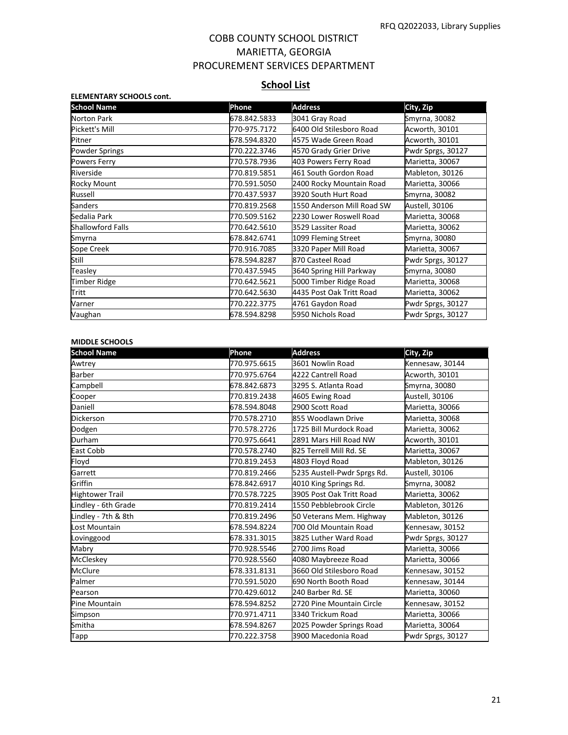COBB COUNTY SCHOOL DISTRICT
MARIETTA, GEORGIA
PROCUREMENT SERVICES DEPARTMENT

## School List

**ELEMENTARY SCHOOLS cont.**

| School Name | Phone | Address | City, Zip |
|---|---|---|---|
| Norton Park | 678.842.5833 | 3041 Gray Road | Smyrna, 30082 |
| Pickett's Mill | 770-975.7172 | 6400 Old Stilesboro Road | Acworth, 30101 |
| Pitner | 678.594.8320 | 4575 Wade Green Road | Acworth, 30101 |
| Powder Springs | 770.222.3746 | 4570 Grady Grier Drive | Pwdr Sprgs, 30127 |
| Powers Ferry | 770.578.7936 | 403 Powers Ferry Road | Marietta, 30067 |
| Riverside | 770.819.5851 | 461 South Gordon Road | Mableton, 30126 |
| Rocky Mount | 770.591.5050 | 2400 Rocky Mountain Road | Marietta, 30066 |
| Russell | 770.437.5937 | 3920 South Hurt Road | Smyrna, 30082 |
| Sanders | 770.819.2568 | 1550 Anderson Mill Road SW | Austell, 30106 |
| Sedalia Park | 770.509.5162 | 2230 Lower Roswell Road | Marietta, 30068 |
| Shallowford Falls | 770.642.5610 | 3529 Lassiter Road | Marietta, 30062 |
| Smyrna | 678.842.6741 | 1099 Fleming Street | Smyrna, 30080 |
| Sope Creek | 770.916.7085 | 3320 Paper Mill Road | Marietta, 30067 |
| Still | 678.594.8287 | 870 Casteel Road | Pwdr Sprgs, 30127 |
| Teasley | 770.437.5945 | 3640 Spring Hill Parkway | Smyrna, 30080 |
| Timber Ridge | 770.642.5621 | 5000 Timber Ridge Road | Marietta, 30068 |
| Tritt | 770.642.5630 | 4435 Post Oak Tritt Road | Marietta, 30062 |
| Varner | 770.222.3775 | 4761 Gaydon Road | Pwdr Sprgs, 30127 |
| Vaughan | 678.594.8298 | 5950 Nichols Road | Pwdr Sprgs, 30127 |

**MIDDLE SCHOOLS**

| School Name | Phone | Address | City, Zip |
|---|---|---|---|
| Awtrey | 770.975.6615 | 3601 Nowlin Road | Kennesaw, 30144 |
| Barber | 770.975.6764 | 4222 Cantrell Road | Acworth, 30101 |
| Campbell | 678.842.6873 | 3295 S. Atlanta Road | Smyrna, 30080 |
| Cooper | 770.819.2438 | 4605 Ewing Road | Austell, 30106 |
| Daniell | 678.594.8048 | 2900 Scott Road | Marietta, 30066 |
| Dickerson | 770.578.2710 | 855 Woodlawn Drive | Marietta, 30068 |
| Dodgen | 770.578.2726 | 1725 Bill Murdock Road | Marietta, 30062 |
| Durham | 770.975.6641 | 2891 Mars Hill Road NW | Acworth, 30101 |
| East Cobb | 770.578.2740 | 825 Terrell Mill Rd. SE | Marietta, 30067 |
| Floyd | 770.819.2453 | 4803 Floyd Road | Mableton, 30126 |
| Garrett | 770.819.2466 | 5235 Austell-Pwdr Sprgs Rd. | Austell, 30106 |
| Griffin | 678.842.6917 | 4010 King Springs Rd. | Smyrna, 30082 |
| Hightower Trail | 770.578.7225 | 3905 Post Oak Tritt Road | Marietta, 30062 |
| Lindley - 6th Grade | 770.819.2414 | 1550 Pebblebrook Circle | Mableton, 30126 |
| Lindley - 7th & 8th | 770.819.2496 | 50 Veterans Mem. Highway | Mableton, 30126 |
| Lost Mountain | 678.594.8224 | 700 Old Mountain Road | Kennesaw, 30152 |
| Lovinggood | 678.331.3015 | 3825 Luther Ward Road | Pwdr Sprgs, 30127 |
| Mabry | 770.928.5546 | 2700 Jims Road | Marietta, 30066 |
| McCleskey | 770.928.5560 | 4080 Maybreeze Road | Marietta, 30066 |
| McClure | 678.331.8131 | 3660 Old Stilesboro Road | Kennesaw, 30152 |
| Palmer | 770.591.5020 | 690 North Booth Road | Kennesaw, 30144 |
| Pearson | 770.429.6012 | 240 Barber Rd. SE | Marietta, 30060 |
| Pine Mountain | 678.594.8252 | 2720 Pine Mountain Circle | Kennesaw, 30152 |
| Simpson | 770.971.4711 | 3340 Trickum Road | Marietta, 30066 |
| Smitha | 678.594.8267 | 2025 Powder Springs Road | Marietta, 30064 |
| Tapp | 770.222.3758 | 3900 Macedonia Road | Pwdr Sprgs, 30127 |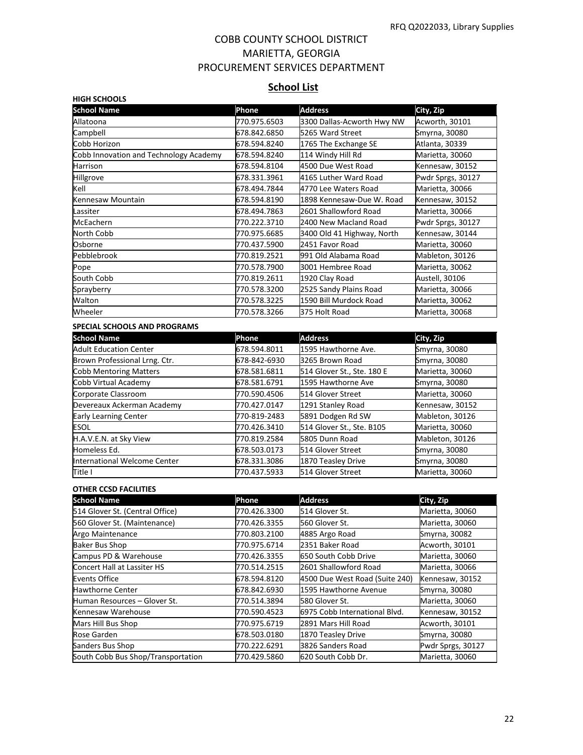# COBB COUNTY SCHOOL DISTRICT
# MARIETTA, GEORGIA
# PROCUREMENT SERVICES DEPARTMENT

## School List

**HIGH SCHOOLS**

| School Name | Phone | Address | City, Zip |
|---|---|---|---|
| Allatoona | 770.975.6503 | 3300 Dallas-Acworth Hwy NW | Acworth, 30101 |
| Campbell | 678.842.6850 | 5265 Ward Street | Smyrna, 30080 |
| Cobb Horizon | 678.594.8240 | 1765 The Exchange SE | Atlanta, 30339 |
| Cobb Innovation and Technology Academy | 678.594.8240 | 114 Windy Hill Rd | Marietta, 30060 |
| Harrison | 678.594.8104 | 4500 Due West Road | Kennesaw, 30152 |
| Hillgrove | 678.331.3961 | 4165 Luther Ward Road | Pwdr Sprgs, 30127 |
| Kell | 678.494.7844 | 4770 Lee Waters Road | Marietta, 30066 |
| Kennesaw Mountain | 678.594.8190 | 1898 Kennesaw-Due W. Road | Kennesaw, 30152 |
| Lassiter | 678.494.7863 | 2601 Shallowford Road | Marietta, 30066 |
| McEachern | 770.222.3710 | 2400 New Macland Road | Pwdr Sprgs, 30127 |
| North Cobb | 770.975.6685 | 3400 Old 41 Highway, North | Kennesaw, 30144 |
| Osborne | 770.437.5900 | 2451 Favor Road | Marietta, 30060 |
| Pebblebrook | 770.819.2521 | 991 Old Alabama Road | Mableton, 30126 |
| Pope | 770.578.7900 | 3001 Hembree Road | Marietta, 30062 |
| South Cobb | 770.819.2611 | 1920 Clay Road | Austell, 30106 |
| Sprayberry | 770.578.3200 | 2525 Sandy Plains Road | Marietta, 30066 |
| Walton | 770.578.3225 | 1590 Bill Murdock Road | Marietta, 30062 |
| Wheeler | 770.578.3266 | 375 Holt Road | Marietta, 30068 |

**SPECIAL SCHOOLS AND PROGRAMS**

| School Name | Phone | Address | City, Zip |
|---|---|---|---|
| Adult Education Center | 678.594.8011 | 1595 Hawthorne Ave. | Smyrna, 30080 |
| Brown Professional Lrng. Ctr. | 678-842-6930 | 3265 Brown Road | Smyrna, 30080 |
| Cobb Mentoring Matters | 678.581.6811 | 514 Glover St., Ste. 180 E | Marietta, 30060 |
| Cobb Virtual Academy | 678.581.6791 | 1595 Hawthorne Ave | Smyrna, 30080 |
| Corporate Classroom | 770.590.4506 | 514 Glover Street | Marietta, 30060 |
| Devereaux Ackerman Academy | 770.427.0147 | 1291 Stanley Road | Kennesaw, 30152 |
| Early Learning Center | 770-819-2483 | 5891 Dodgen Rd SW | Mableton, 30126 |
| ESOL | 770.426.3410 | 514 Glover St., Ste. B105 | Marietta, 30060 |
| H.A.V.E.N. at Sky View | 770.819.2584 | 5805 Dunn Road | Mableton, 30126 |
| Homeless Ed. | 678.503.0173 | 514 Glover Street | Smyrna, 30080 |
| International Welcome Center | 678.331.3086 | 1870 Teasley Drive | Smyrna, 30080 |
| Title I | 770.437.5933 | 514 Glover Street | Marietta, 30060 |

**OTHER CCSD FACILITIES**

| School Name | Phone | Address | City, Zip |
|---|---|---|---|
| 514 Glover St. (Central Office) | 770.426.3300 | 514 Glover St. | Marietta, 30060 |
| 560 Glover St. (Maintenance) | 770.426.3355 | 560 Glover St. | Marietta, 30060 |
| Argo Maintenance | 770.803.2100 | 4885 Argo Road | Smyrna, 30082 |
| Baker Bus Shop | 770.975.6714 | 2351 Baker Road | Acworth, 30101 |
| Campus PD & Warehouse | 770.426.3355 | 650 South Cobb Drive | Marietta, 30060 |
| Concert Hall at Lassiter HS | 770.514.2515 | 2601 Shallowford Road | Marietta, 30066 |
| Events Office | 678.594.8120 | 4500 Due West Road (Suite 240) | Kennesaw, 30152 |
| Hawthorne Center | 678.842.6930 | 1595 Hawthorne Avenue | Smyrna, 30080 |
| Human Resources – Glover St. | 770.514.3894 | 580 Glover St. | Marietta, 30060 |
| Kennesaw Warehouse | 770.590.4523 | 6975 Cobb International Blvd. | Kennesaw, 30152 |
| Mars Hill Bus Shop | 770.975.6719 | 2891 Mars Hill Road | Acworth, 30101 |
| Rose Garden | 678.503.0180 | 1870 Teasley Drive | Smyrna, 30080 |
| Sanders Bus Shop | 770.222.6291 | 3826 Sanders Road | Pwdr Sprgs, 30127 |
| South Cobb Bus Shop/Transportation | 770.429.5860 | 620 South Cobb Dr. | Marietta, 30060 |